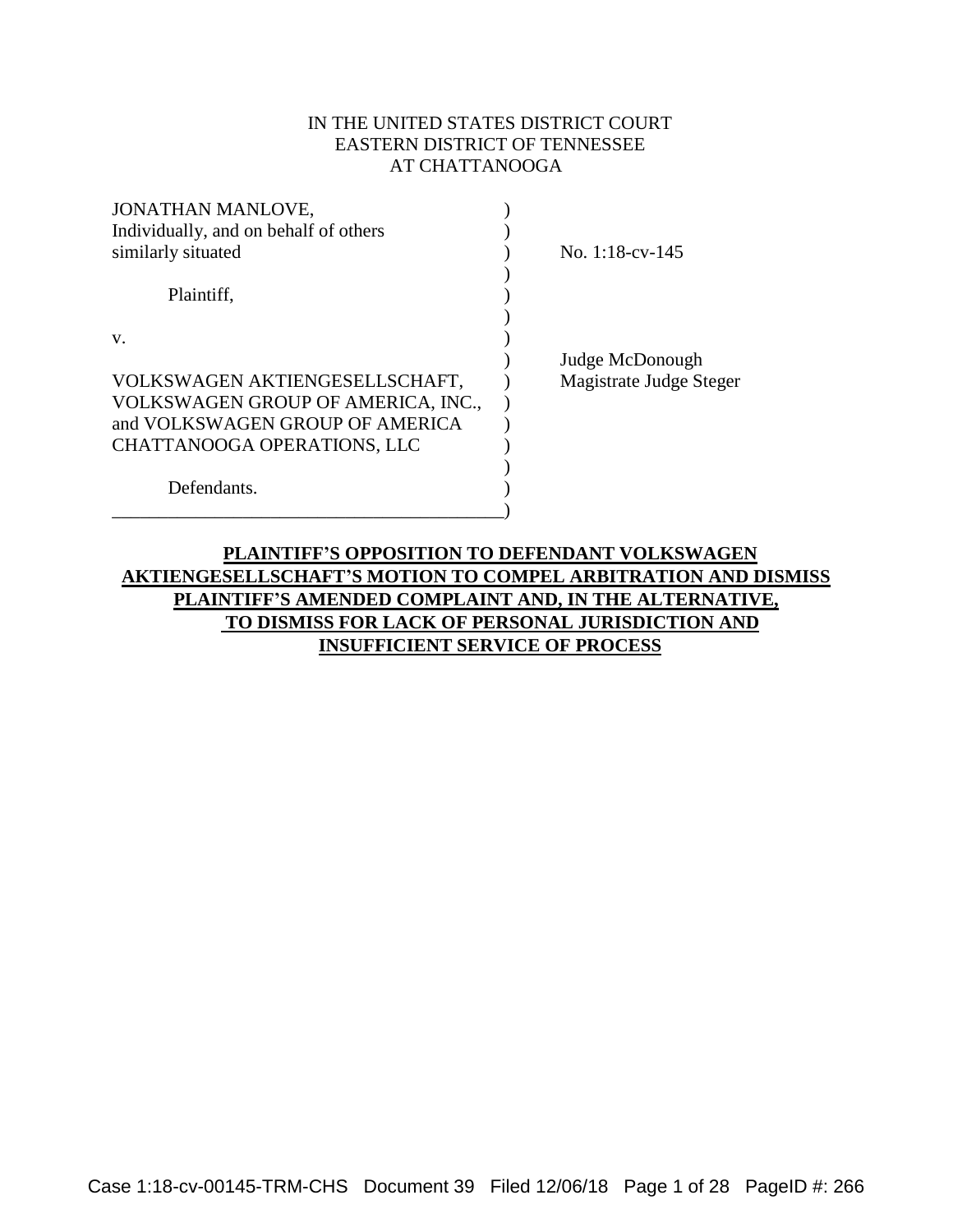IN THE UNITED STATES DISTRICT COURT
EASTERN DISTRICT OF TENNESSEE
AT CHATTANOOGA

| | | |
|---|---|---|
| JONATHAN MANLOVE, Individually, and on behalf of others similarly situated | ) | No. 1:18-cv-145 |
| Plaintiff, | ) | |
| v. | ) | |
| | ) | Judge McDonough |
| VOLKSWAGEN AKTIENGESELLSCHAFT, VOLKSWAGEN GROUP OF AMERICA, INC., and VOLKSWAGEN GROUP OF AMERICA CHATTANOOGA OPERATIONS, LLC | ) | Magistrate Judge Steger |
| Defendants. | ) | |

**PLAINTIFF'S OPPOSITION TO DEFENDANT VOLKSWAGEN AKTIENGESELLSCHAFT'S MOTION TO COMPEL ARBITRATION AND DISMISS PLAINTIFF'S AMENDED COMPLAINT AND, IN THE ALTERNATIVE, TO DISMISS FOR LACK OF PERSONAL JURISDICTION AND INSUFFICIENT SERVICE OF PROCESS**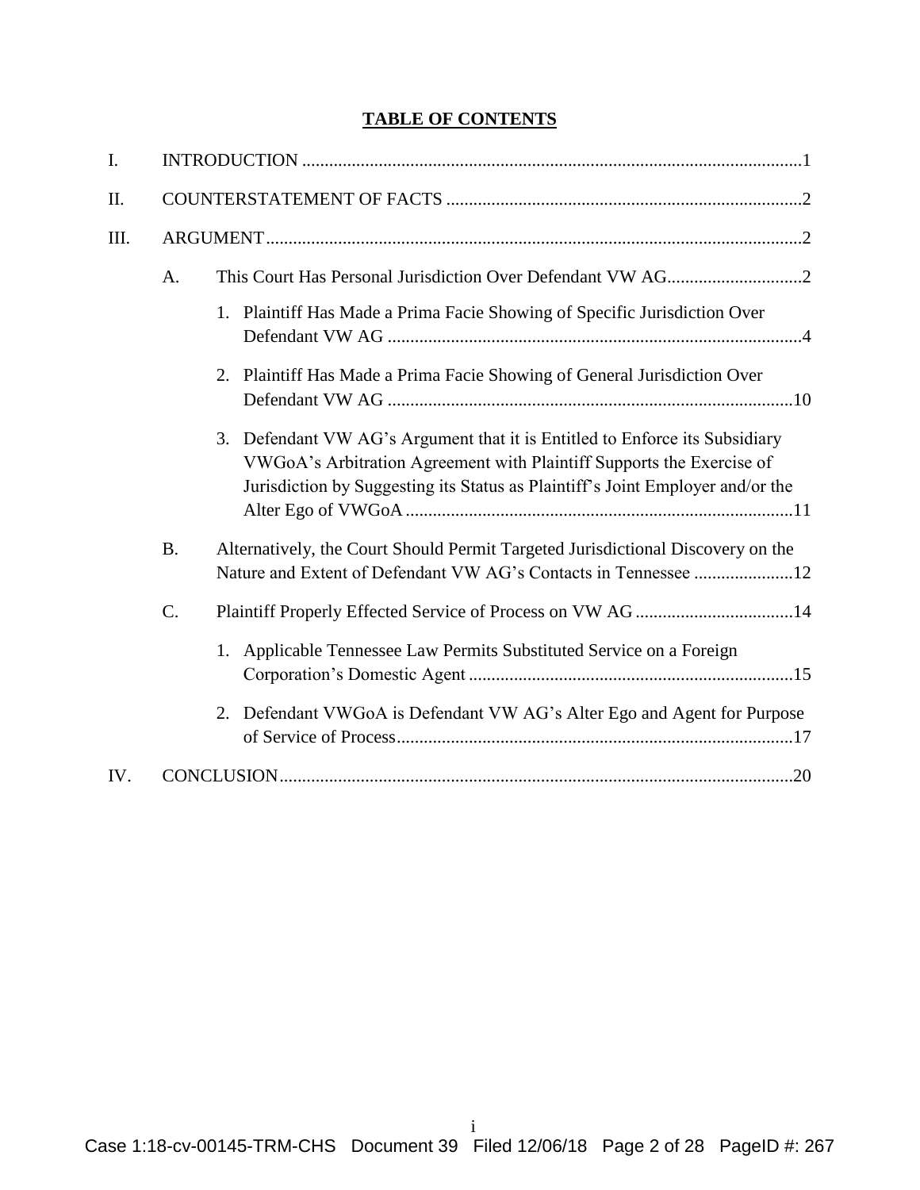# TABLE OF CONTENTS

I. INTRODUCTION ..... 1

II. COUNTERSTATEMENT OF FACTS ..... 2

III. ARGUMENT ..... 2

- A. This Court Has Personal Jurisdiction Over Defendant VW AG ..... 2
  - 1. Plaintiff Has Made a Prima Facie Showing of Specific Jurisdiction Over Defendant VW AG ..... 4
  - 2. Plaintiff Has Made a Prima Facie Showing of General Jurisdiction Over Defendant VW AG ..... 10
  - 3. Defendant VW AG's Argument that it is Entitled to Enforce its Subsidiary VWGoA's Arbitration Agreement with Plaintiff Supports the Exercise of Jurisdiction by Suggesting its Status as Plaintiff's Joint Employer and/or the Alter Ego of VWGoA ..... 11
- B. Alternatively, the Court Should Permit Targeted Jurisdictional Discovery on the Nature and Extent of Defendant VW AG's Contacts in Tennessee ..... 12
- C. Plaintiff Properly Effected Service of Process on VW AG ..... 14
  - 1. Applicable Tennessee Law Permits Substituted Service on a Foreign Corporation's Domestic Agent ..... 15
  - 2. Defendant VWGoA is Defendant VW AG's Alter Ego and Agent for Purpose of Service of Process ..... 17

IV. CONCLUSION ..... 20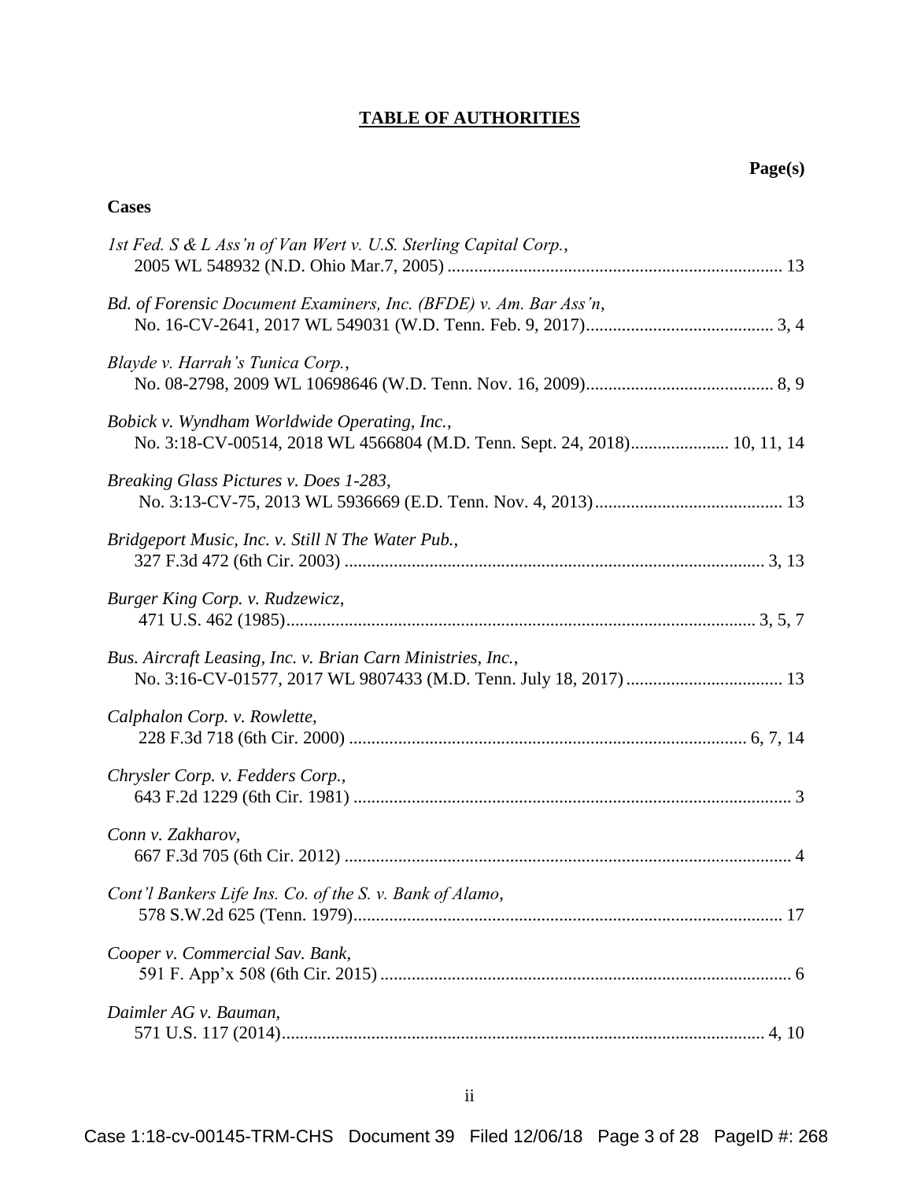# TABLE OF AUTHORITIES

**Page(s)**

**Cases**

*1st Fed. S & L Ass'n of Van Wert v. U.S. Sterling Capital Corp.*,
2005 WL 548932 (N.D. Ohio Mar.7, 2005) .......................................................................... 13

*Bd. of Forensic Document Examiners, Inc. (BFDE) v. Am. Bar Ass'n*,
No. 16-CV-2641, 2017 WL 549031 (W.D. Tenn. Feb. 9, 2017)......................................... 3, 4

*Blayde v. Harrah's Tunica Corp.*,
No. 08-2798, 2009 WL 10698646 (W.D. Tenn. Nov. 16, 2009)......................................... 8, 9

*Bobick v. Wyndham Worldwide Operating, Inc.*,
No. 3:18-CV-00514, 2018 WL 4566804 (M.D. Tenn. Sept. 24, 2018)...................... 10, 11, 14

*Breaking Glass Pictures v. Does 1-283*,
No. 3:13-CV-75, 2013 WL 5936669 (E.D. Tenn. Nov. 4, 2013)......................................... 13

*Bridgeport Music, Inc. v. Still N The Water Pub.*,
327 F.3d 472 (6th Cir. 2003) ............................................................................................ 3, 13

*Burger King Corp. v. Rudzewicz*,
471 U.S. 462 (1985)....................................................................................................... 3, 5, 7

*Bus. Aircraft Leasing, Inc. v. Brian Carn Ministries, Inc.*,
No. 3:16-CV-01577, 2017 WL 9807433 (M.D. Tenn. July 18, 2017) .................................. 13

*Calphalon Corp. v. Rowlette*,
228 F.3d 718 (6th Cir. 2000) ....................................................................................... 6, 7, 14

*Chrysler Corp. v. Fedders Corp.*,
643 F.2d 1229 (6th Cir. 1981) ................................................................................................. 3

*Conn v. Zakharov*,
667 F.3d 705 (6th Cir. 2012) ................................................................................................... 4

*Cont'l Bankers Life Ins. Co. of the S. v. Bank of Alamo*,
578 S.W.2d 625 (Tenn. 1979)............................................................................................... 17

*Cooper v. Commercial Sav. Bank*,
591 F. App'x 508 (6th Cir. 2015) ........................................................................................... 6

*Daimler AG v. Bauman*,
571 U.S. 117 (2014)........................................................................................................ 4, 10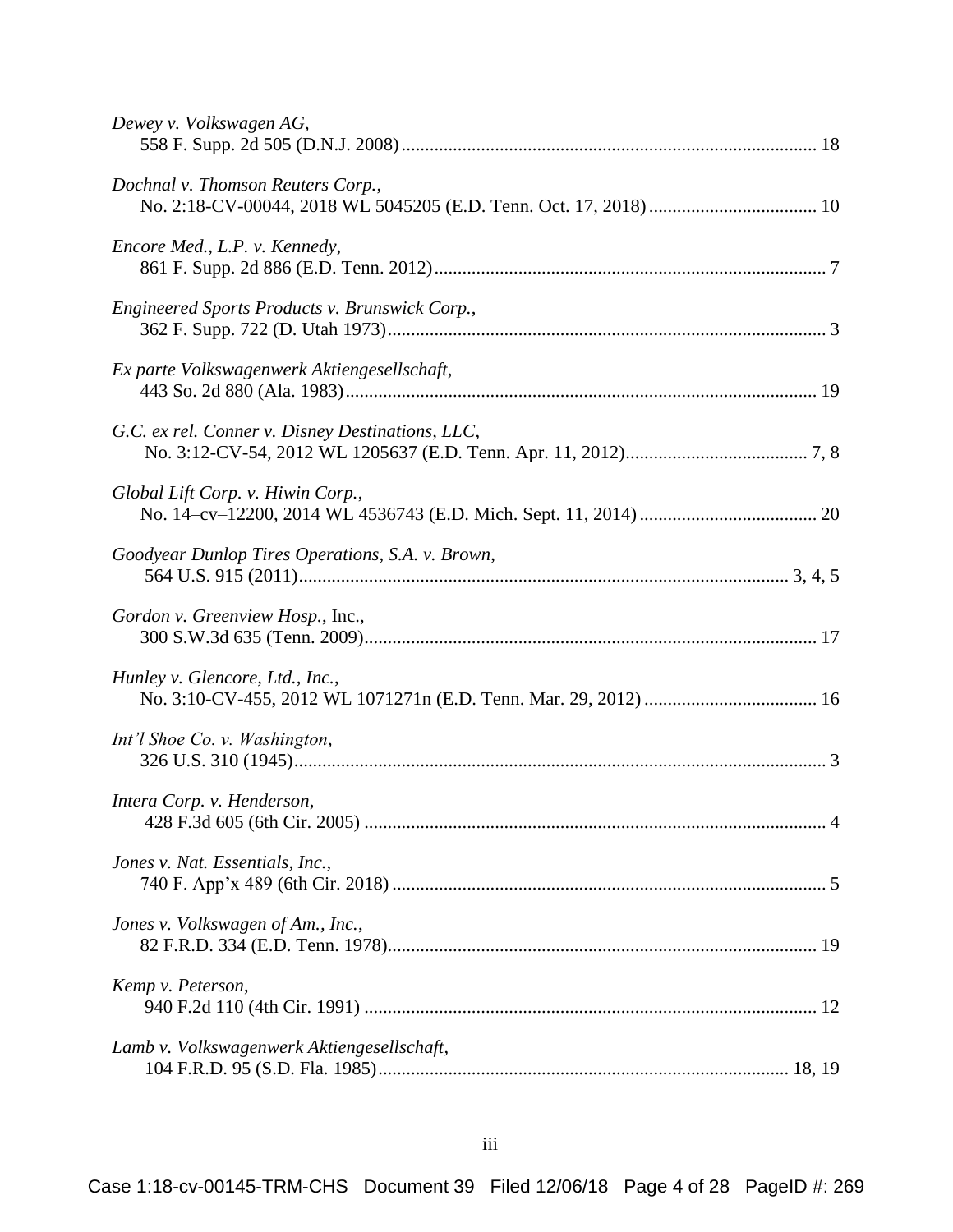*Dewey v. Volkswagen AG*,
558 F. Supp. 2d 505 (D.N.J. 2008) ........................................................................................ 18

*Dochnal v. Thomson Reuters Corp.*,
No. 2:18-CV-00044, 2018 WL 5045205 (E.D. Tenn. Oct. 17, 2018) .................................... 10

*Encore Med., L.P. v. Kennedy*,
861 F. Supp. 2d 886 (E.D. Tenn. 2012) .................................................................................. 7

*Engineered Sports Products v. Brunswick Corp.*,
362 F. Supp. 722 (D. Utah 1973) ............................................................................................ 3

*Ex parte Volkswagenwerk Aktiengesellschaft*,
443 So. 2d 880 (Ala. 1983) ..................................................................................................... 19

*G.C. ex rel. Conner v. Disney Destinations, LLC*,
No. 3:12-CV-54, 2012 WL 1205637 (E.D. Tenn. Apr. 11, 2012) ....................................... 7, 8

*Global Lift Corp. v. Hiwin Corp.*,
No. 14–cv–12200, 2014 WL 4536743 (E.D. Mich. Sept. 11, 2014) ...................................... 20

*Goodyear Dunlop Tires Operations, S.A. v. Brown*,
564 U.S. 915 (2011) ........................................................................................................ 3, 4, 5

*Gordon v. Greenview Hosp.*, Inc.,
300 S.W.3d 635 (Tenn. 2009) ................................................................................................ 17

*Hunley v. Glencore, Ltd., Inc.*,
No. 3:10-CV-455, 2012 WL 1071271n (E.D. Tenn. Mar. 29, 2012) ..................................... 16

*Int'l Shoe Co. v. Washington*,
326 U.S. 310 (1945) ................................................................................................................. 3

*Intera Corp. v. Henderson*,
428 F.3d 605 (6th Cir. 2005) .................................................................................................. 4

*Jones v. Nat. Essentials, Inc.*,
740 F. App'x 489 (6th Cir. 2018) ............................................................................................ 5

*Jones v. Volkswagen of Am., Inc.*,
82 F.R.D. 334 (E.D. Tenn. 1978) ........................................................................................... 19

*Kemp v. Peterson*,
940 F.2d 110 (4th Cir. 1991) ................................................................................................. 12

*Lamb v. Volkswagenwerk Aktiengesellschaft*,
104 F.R.D. 95 (S.D. Fla. 1985) ....................................................................................... 18, 19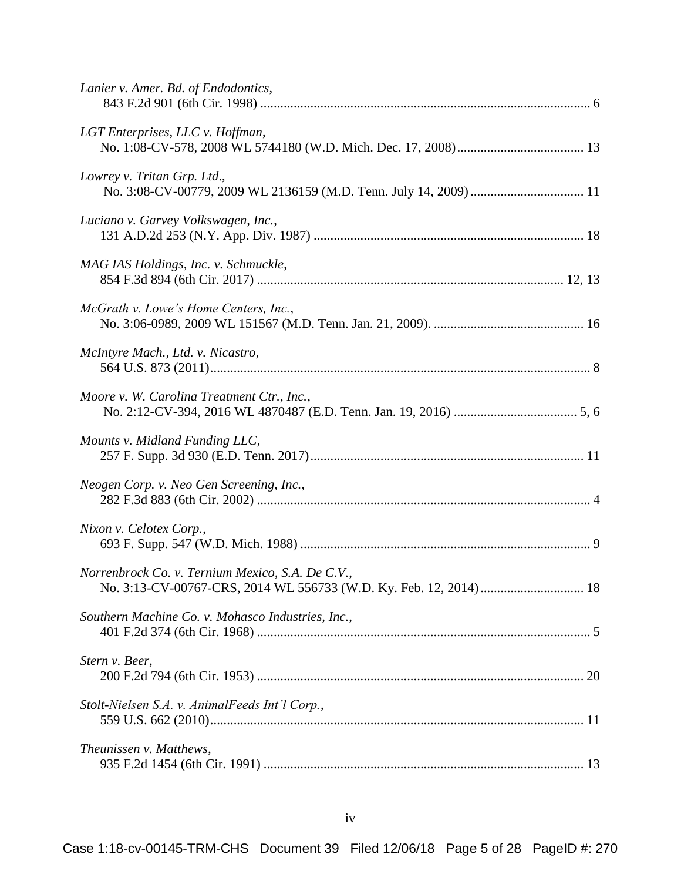*Lanier v. Amer. Bd. of Endodontics*,
843 F.2d 901 (6th Cir. 1998) ........................................................................................................ 6

*LGT Enterprises, LLC v. Hoffman*,
No. 1:08-CV-578, 2008 WL 5744180 (W.D. Mich. Dec. 17, 2008) ...................................... 13

*Lowrey v. Tritan Grp. Ltd*.,
No. 3:08-CV-00779, 2009 WL 2136159 (M.D. Tenn. July 14, 2009) .................................. 11

*Luciano v. Garvey Volkswagen, Inc.*,
131 A.D.2d 253 (N.Y. App. Div. 1987) ................................................................................ 18

*MAG IAS Holdings, Inc. v. Schmuckle*,
854 F.3d 894 (6th Cir. 2017) ........................................................................................... 12, 13

*McGrath v. Lowe's Home Centers, Inc.*,
No. 3:06-0989, 2009 WL 151567 (M.D. Tenn. Jan. 21, 2009). ............................................ 16

*McIntyre Mach., Ltd. v. Nicastro*,
564 U.S. 873 (2011) .................................................................................................................. 8

*Moore v. W. Carolina Treatment Ctr., Inc.*,
No. 2:12-CV-394, 2016 WL 4870487 (E.D. Tenn. Jan. 19, 2016) ..................................... 5, 6

*Mounts v. Midland Funding LLC*,
257 F. Supp. 3d 930 (E.D. Tenn. 2017) .................................................................................. 11

*Neogen Corp. v. Neo Gen Screening, Inc.*,
282 F.3d 883 (6th Cir. 2002) .................................................................................................... 4

*Nixon v. Celotex Corp.*,
693 F. Supp. 547 (W.D. Mich. 1988) ....................................................................................... 9

*Norrenbrock Co. v. Ternium Mexico, S.A. De C.V.*,
No. 3:13-CV-00767-CRS, 2014 WL 556733 (W.D. Ky. Feb. 12, 2014) ............................... 18

*Southern Machine Co. v. Mohasco Industries, Inc.*,
401 F.2d 374 (6th Cir. 1968) .................................................................................................... 5

*Stern v. Beer*,
200 F.2d 794 (6th Cir. 1953) .................................................................................................. 20

*Stolt-Nielsen S.A. v. AnimalFeeds Int'l Corp.*,
559 U.S. 662 (2010) ................................................................................................................ 11

*Theunissen v. Matthews*,
935 F.2d 1454 (6th Cir. 1991) ................................................................................................ 13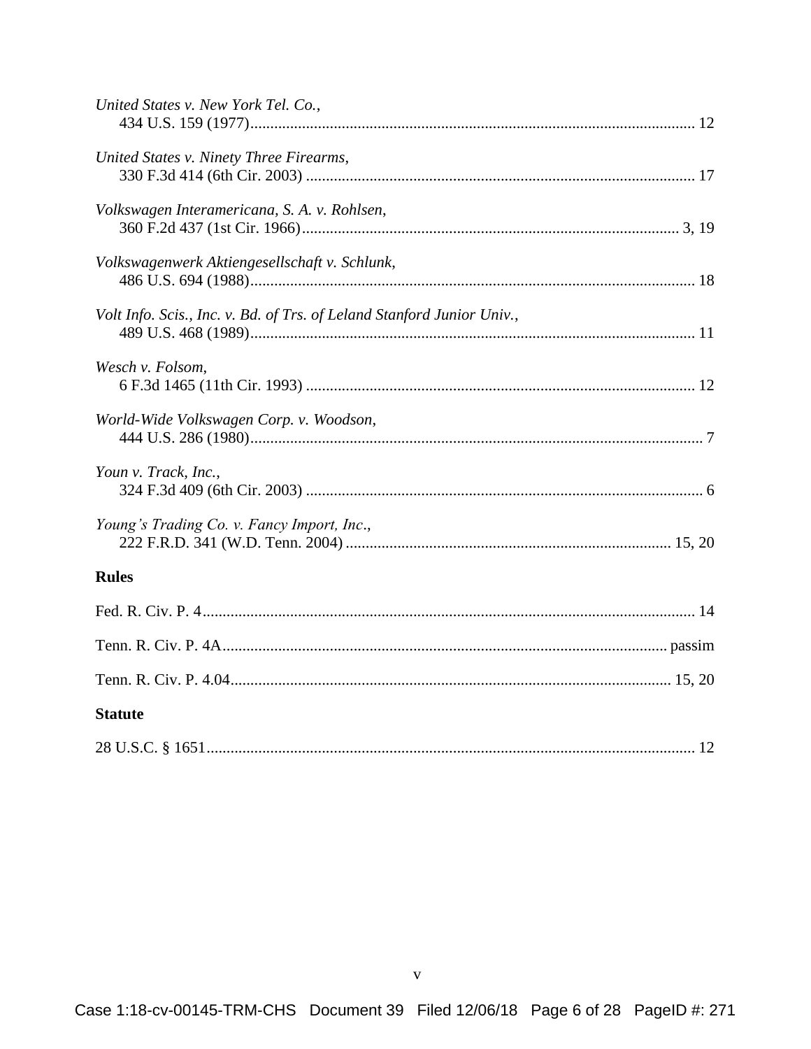*United States v. New York Tel. Co.*,
434 U.S. 159 (1977) ........................................................................................................ 12

*United States v. Ninety Three Firearms*,
330 F.3d 414 (6th Cir. 2003) ........................................................................................... 17

*Volkswagen Interamericana, S. A. v. Rohlsen*,
360 F.2d 437 (1st Cir. 1966) ........................................................................................ 3, 19

*Volkswagenwerk Aktiengesellschaft v. Schlunk*,
486 U.S. 694 (1988) ........................................................................................................ 18

*Volt Info. Scis., Inc. v. Bd. of Trs. of Leland Stanford Junior Univ.*,
489 U.S. 468 (1989) ........................................................................................................ 11

*Wesch v. Folsom*,
6 F.3d 1465 (11th Cir. 1993) ........................................................................................... 12

*World-Wide Volkswagen Corp. v. Woodson*,
444 U.S. 286 (1980) .......................................................................................................... 7

*Youn v. Track, Inc.*,
324 F.3d 409 (6th Cir. 2003) ............................................................................................. 6

*Young's Trading Co. v. Fancy Import, Inc.*,
222 F.R.D. 341 (W.D. Tenn. 2004) ........................................................................... 15, 20

**Rules**

Fed. R. Civ. P. 4 ................................................................................................................ 14

Tenn. R. Civ. P. 4A ...................................................................................................... passim

Tenn. R. Civ. P. 4.04 .................................................................................................... 15, 20

**Statute**

28 U.S.C. § 1651 ................................................................................................................ 12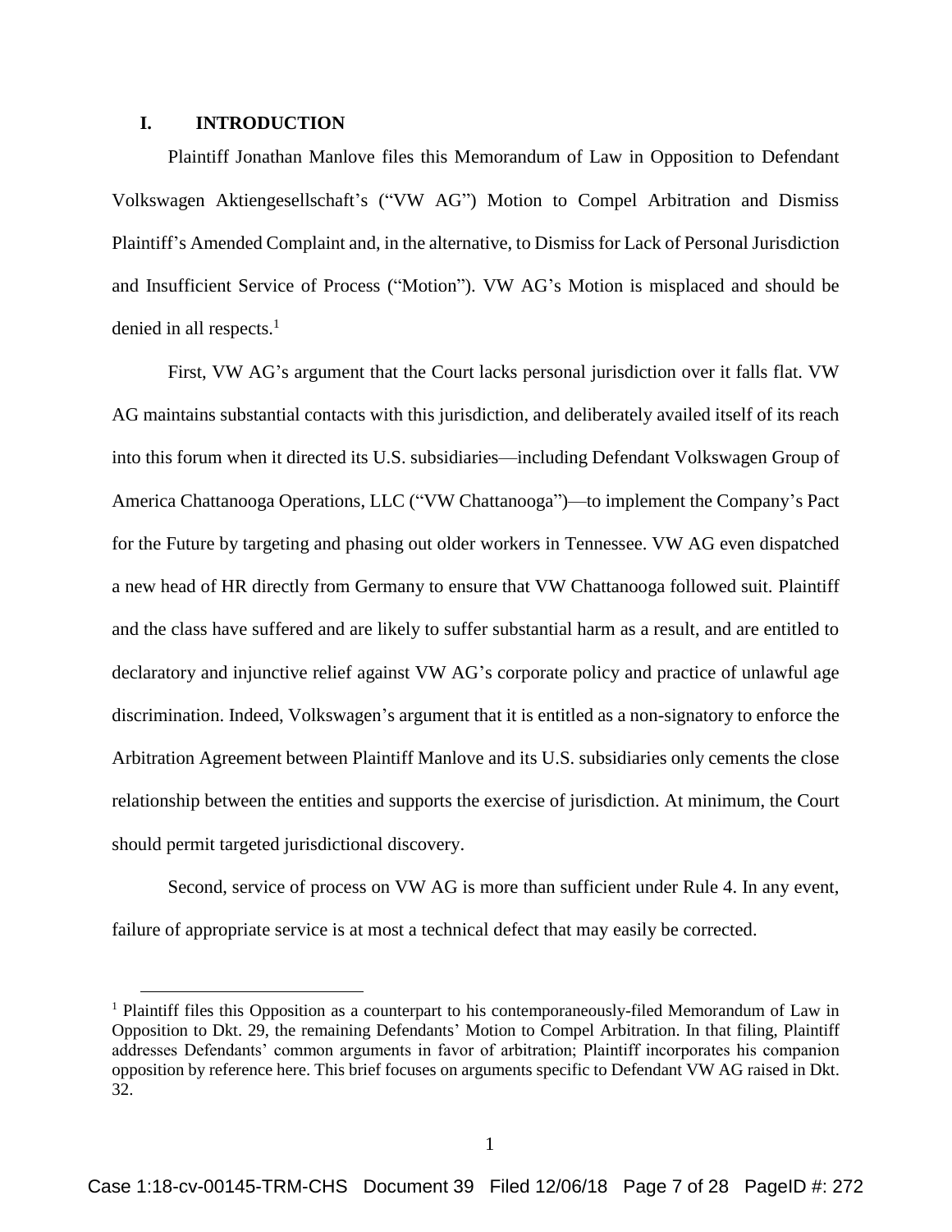## I. INTRODUCTION

Plaintiff Jonathan Manlove files this Memorandum of Law in Opposition to Defendant Volkswagen Aktiengesellschaft's ("VW AG") Motion to Compel Arbitration and Dismiss Plaintiff's Amended Complaint and, in the alternative, to Dismiss for Lack of Personal Jurisdiction and Insufficient Service of Process ("Motion"). VW AG's Motion is misplaced and should be denied in all respects.[1]

First, VW AG's argument that the Court lacks personal jurisdiction over it falls flat. VW AG maintains substantial contacts with this jurisdiction, and deliberately availed itself of its reach into this forum when it directed its U.S. subsidiaries—including Defendant Volkswagen Group of America Chattanooga Operations, LLC ("VW Chattanooga")—to implement the Company's Pact for the Future by targeting and phasing out older workers in Tennessee. VW AG even dispatched a new head of HR directly from Germany to ensure that VW Chattanooga followed suit. Plaintiff and the class have suffered and are likely to suffer substantial harm as a result, and are entitled to declaratory and injunctive relief against VW AG's corporate policy and practice of unlawful age discrimination. Indeed, Volkswagen's argument that it is entitled as a non-signatory to enforce the Arbitration Agreement between Plaintiff Manlove and its U.S. subsidiaries only cements the close relationship between the entities and supports the exercise of jurisdiction. At minimum, the Court should permit targeted jurisdictional discovery.

Second, service of process on VW AG is more than sufficient under Rule 4. In any event, failure of appropriate service is at most a technical defect that may easily be corrected.

---

[1] Plaintiff files this Opposition as a counterpart to his contemporaneously-filed Memorandum of Law in Opposition to Dkt. 29, the remaining Defendants' Motion to Compel Arbitration. In that filing, Plaintiff addresses Defendants' common arguments in favor of arbitration; Plaintiff incorporates his companion opposition by reference here. This brief focuses on arguments specific to Defendant VW AG raised in Dkt. 32.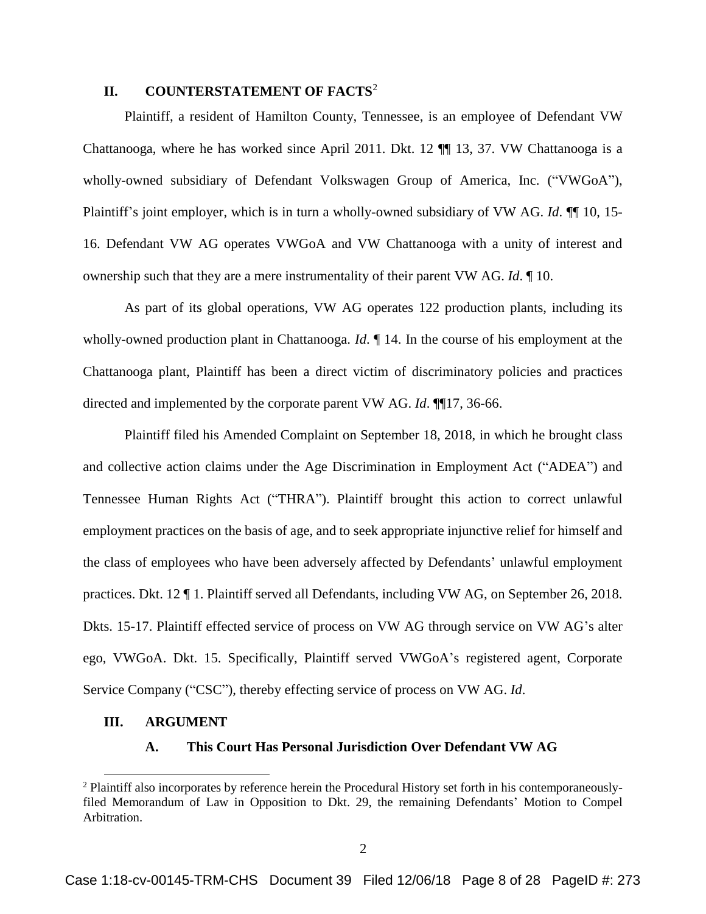## II. COUNTERSTATEMENT OF FACTS[2]

Plaintiff, a resident of Hamilton County, Tennessee, is an employee of Defendant VW Chattanooga, where he has worked since April 2011. Dkt. 12 ¶¶ 13, 37. VW Chattanooga is a wholly-owned subsidiary of Defendant Volkswagen Group of America, Inc. ("VWGoA"), Plaintiff's joint employer, which is in turn a wholly-owned subsidiary of VW AG. *Id*. ¶¶ 10, 15-16. Defendant VW AG operates VWGoA and VW Chattanooga with a unity of interest and ownership such that they are a mere instrumentality of their parent VW AG. *Id*. ¶ 10.

As part of its global operations, VW AG operates 122 production plants, including its wholly-owned production plant in Chattanooga. *Id*. ¶ 14. In the course of his employment at the Chattanooga plant, Plaintiff has been a direct victim of discriminatory policies and practices directed and implemented by the corporate parent VW AG. *Id*. ¶¶17, 36-66.

Plaintiff filed his Amended Complaint on September 18, 2018, in which he brought class and collective action claims under the Age Discrimination in Employment Act ("ADEA") and Tennessee Human Rights Act ("THRA"). Plaintiff brought this action to correct unlawful employment practices on the basis of age, and to seek appropriate injunctive relief for himself and the class of employees who have been adversely affected by Defendants' unlawful employment practices. Dkt. 12 ¶ 1. Plaintiff served all Defendants, including VW AG, on September 26, 2018. Dkts. 15-17. Plaintiff effected service of process on VW AG through service on VW AG's alter ego, VWGoA. Dkt. 15. Specifically, Plaintiff served VWGoA's registered agent, Corporate Service Company ("CSC"), thereby effecting service of process on VW AG. *Id*.

## III. ARGUMENT

### A. This Court Has Personal Jurisdiction Over Defendant VW AG

[2] Plaintiff also incorporates by reference herein the Procedural History set forth in his contemporaneously-filed Memorandum of Law in Opposition to Dkt. 29, the remaining Defendants' Motion to Compel Arbitration.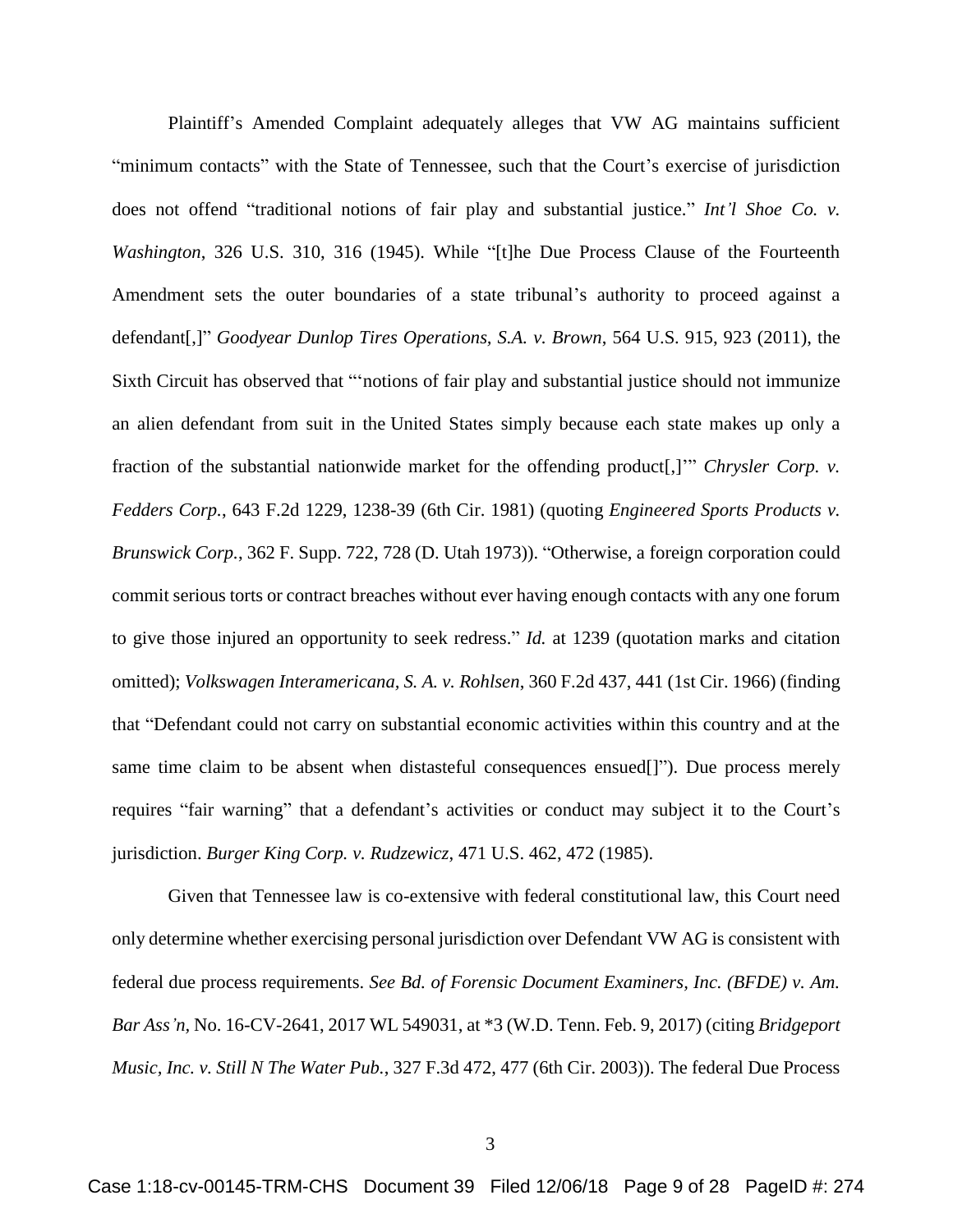Plaintiff's Amended Complaint adequately alleges that VW AG maintains sufficient "minimum contacts" with the State of Tennessee, such that the Court's exercise of jurisdiction does not offend "traditional notions of fair play and substantial justice." *Int'l Shoe Co. v. Washington*, 326 U.S. 310, 316 (1945). While "[t]he Due Process Clause of the Fourteenth Amendment sets the outer boundaries of a state tribunal's authority to proceed against a defendant[,]" *Goodyear Dunlop Tires Operations, S.A. v. Brown*, 564 U.S. 915, 923 (2011), the Sixth Circuit has observed that "'notions of fair play and substantial justice should not immunize an alien defendant from suit in the United States simply because each state makes up only a fraction of the substantial nationwide market for the offending product[,]'" *Chrysler Corp. v. Fedders Corp.*, 643 F.2d 1229, 1238-39 (6th Cir. 1981) (quoting *Engineered Sports Products v. Brunswick Corp.*, 362 F. Supp. 722, 728 (D. Utah 1973)). "Otherwise, a foreign corporation could commit serious torts or contract breaches without ever having enough contacts with any one forum to give those injured an opportunity to seek redress." *Id.* at 1239 (quotation marks and citation omitted); *Volkswagen Interamericana, S. A. v. Rohlsen*, 360 F.2d 437, 441 (1st Cir. 1966) (finding that "Defendant could not carry on substantial economic activities within this country and at the same time claim to be absent when distasteful consequences ensued[]"). Due process merely requires "fair warning" that a defendant's activities or conduct may subject it to the Court's jurisdiction. *Burger King Corp. v. Rudzewicz*, 471 U.S. 462, 472 (1985).

Given that Tennessee law is co-extensive with federal constitutional law, this Court need only determine whether exercising personal jurisdiction over Defendant VW AG is consistent with federal due process requirements. *See Bd. of Forensic Document Examiners, Inc. (BFDE) v. Am. Bar Ass'n*, No. 16-CV-2641, 2017 WL 549031, at \*3 (W.D. Tenn. Feb. 9, 2017) (citing *Bridgeport Music, Inc. v. Still N The Water Pub.*, 327 F.3d 472, 477 (6th Cir. 2003)). The federal Due Process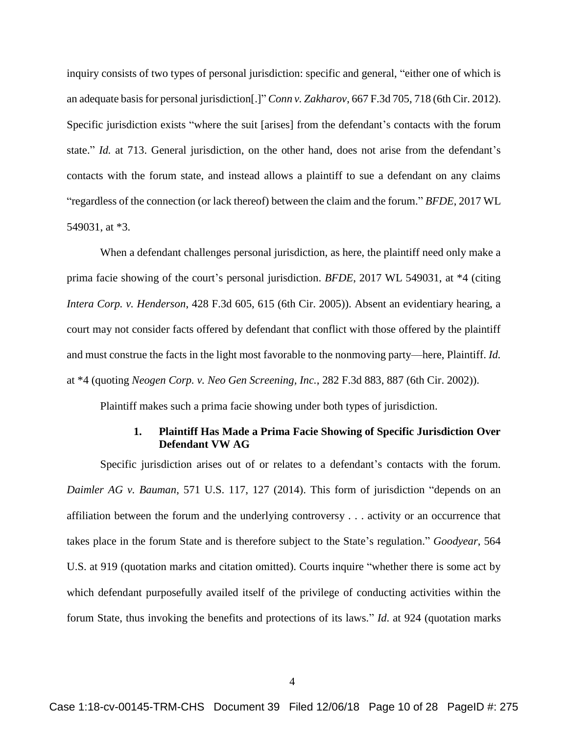inquiry consists of two types of personal jurisdiction: specific and general, "either one of which is an adequate basis for personal jurisdiction[.]" *Conn v. Zakharov*, 667 F.3d 705, 718 (6th Cir. 2012). Specific jurisdiction exists "where the suit [arises] from the defendant's contacts with the forum state." *Id.* at 713. General jurisdiction, on the other hand, does not arise from the defendant's contacts with the forum state, and instead allows a plaintiff to sue a defendant on any claims "regardless of the connection (or lack thereof) between the claim and the forum." *BFDE*, 2017 WL 549031, at *3.

When a defendant challenges personal jurisdiction, as here, the plaintiff need only make a prima facie showing of the court's personal jurisdiction. *BFDE*, 2017 WL 549031, at *4 (citing *Intera Corp. v. Henderson*, 428 F.3d 605, 615 (6th Cir. 2005)). Absent an evidentiary hearing, a court may not consider facts offered by defendant that conflict with those offered by the plaintiff and must construe the facts in the light most favorable to the nonmoving party—here, Plaintiff. *Id.* at *4 (quoting *Neogen Corp. v. Neo Gen Screening, Inc.*, 282 F.3d 883, 887 (6th Cir. 2002)).

Plaintiff makes such a prima facie showing under both types of jurisdiction.

### 1. Plaintiff Has Made a Prima Facie Showing of Specific Jurisdiction Over Defendant VW AG

Specific jurisdiction arises out of or relates to a defendant's contacts with the forum. *Daimler AG v. Bauman*, 571 U.S. 117, 127 (2014). This form of jurisdiction "depends on an affiliation between the forum and the underlying controversy . . . activity or an occurrence that takes place in the forum State and is therefore subject to the State's regulation." *Goodyear*, 564 U.S. at 919 (quotation marks and citation omitted). Courts inquire "whether there is some act by which defendant purposefully availed itself of the privilege of conducting activities within the forum State, thus invoking the benefits and protections of its laws." *Id.* at 924 (quotation marks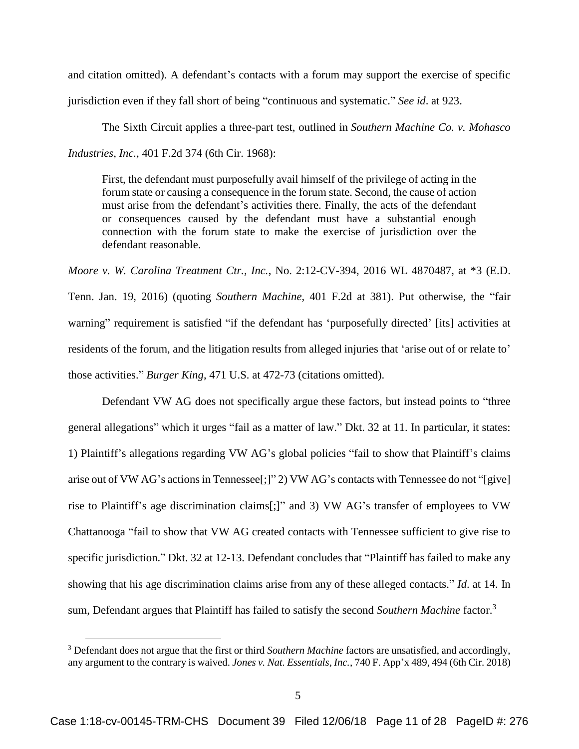and citation omitted). A defendant's contacts with a forum may support the exercise of specific jurisdiction even if they fall short of being "continuous and systematic." *See id*. at 923.

The Sixth Circuit applies a three-part test, outlined in *Southern Machine Co. v. Mohasco Industries, Inc.*, 401 F.2d 374 (6th Cir. 1968):

> First, the defendant must purposefully avail himself of the privilege of acting in the forum state or causing a consequence in the forum state. Second, the cause of action must arise from the defendant's activities there. Finally, the acts of the defendant or consequences caused by the defendant must have a substantial enough connection with the forum state to make the exercise of jurisdiction over the defendant reasonable.

*Moore v. W. Carolina Treatment Ctr., Inc.*, No. 2:12-CV-394, 2016 WL 4870487, at *3 (E.D. Tenn. Jan. 19, 2016) (quoting *Southern Machine*, 401 F.2d at 381). Put otherwise, the "fair warning" requirement is satisfied "if the defendant has 'purposefully directed' [its] activities at residents of the forum, and the litigation results from alleged injuries that 'arise out of or relate to' those activities." *Burger King*, 471 U.S. at 472-73 (citations omitted).

Defendant VW AG does not specifically argue these factors, but instead points to "three general allegations" which it urges "fail as a matter of law." Dkt. 32 at 11. In particular, it states: 1) Plaintiff's allegations regarding VW AG's global policies "fail to show that Plaintiff's claims arise out of VW AG's actions in Tennessee[;]" 2) VW AG's contacts with Tennessee do not "[give] rise to Plaintiff's age discrimination claims[;]" and 3) VW AG's transfer of employees to VW Chattanooga "fail to show that VW AG created contacts with Tennessee sufficient to give rise to specific jurisdiction." Dkt. 32 at 12-13. Defendant concludes that "Plaintiff has failed to make any showing that his age discrimination claims arise from any of these alleged contacts." *Id*. at 14. In sum, Defendant argues that Plaintiff has failed to satisfy the second *Southern Machine* factor.[3]

---

[3] Defendant does not argue that the first or third *Southern Machine* factors are unsatisfied, and accordingly, any argument to the contrary is waived. *Jones v. Nat. Essentials, Inc.*, 740 F. App'x 489, 494 (6th Cir. 2018)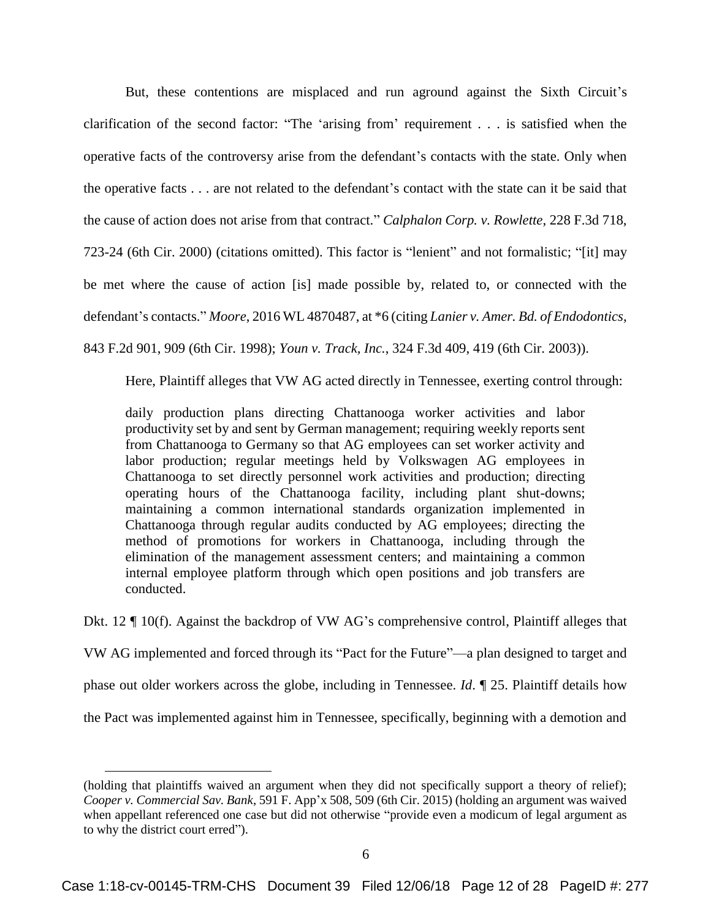But, these contentions are misplaced and run aground against the Sixth Circuit's clarification of the second factor: "The 'arising from' requirement . . . is satisfied when the operative facts of the controversy arise from the defendant's contacts with the state. Only when the operative facts . . . are not related to the defendant's contact with the state can it be said that the cause of action does not arise from that contract." *Calphalon Corp. v. Rowlette*, 228 F.3d 718, 723-24 (6th Cir. 2000) (citations omitted). This factor is "lenient" and not formalistic; "[it] may be met where the cause of action [is] made possible by, related to, or connected with the defendant's contacts." *Moore*, 2016 WL 4870487, at *6 (citing *Lanier v. Amer. Bd. of Endodontics*, 843 F.2d 901, 909 (6th Cir. 1998); *Youn v. Track, Inc.*, 324 F.3d 409, 419 (6th Cir. 2003)).

Here, Plaintiff alleges that VW AG acted directly in Tennessee, exerting control through:

> daily production plans directing Chattanooga worker activities and labor productivity set by and sent by German management; requiring weekly reports sent from Chattanooga to Germany so that AG employees can set worker activity and labor production; regular meetings held by Volkswagen AG employees in Chattanooga to set directly personnel work activities and production; directing operating hours of the Chattanooga facility, including plant shut-downs; maintaining a common international standards organization implemented in Chattanooga through regular audits conducted by AG employees; directing the method of promotions for workers in Chattanooga, including through the elimination of the management assessment centers; and maintaining a common internal employee platform through which open positions and job transfers are conducted.

Dkt. 12 ¶ 10(f). Against the backdrop of VW AG's comprehensive control, Plaintiff alleges that VW AG implemented and forced through its "Pact for the Future"—a plan designed to target and phase out older workers across the globe, including in Tennessee. *Id*. ¶ 25. Plaintiff details how the Pact was implemented against him in Tennessee, specifically, beginning with a demotion and

---

(holding that plaintiffs waived an argument when they did not specifically support a theory of relief); *Cooper v. Commercial Sav. Bank*, 591 F. App'x 508, 509 (6th Cir. 2015) (holding an argument was waived when appellant referenced one case but did not otherwise "provide even a modicum of legal argument as to why the district court erred").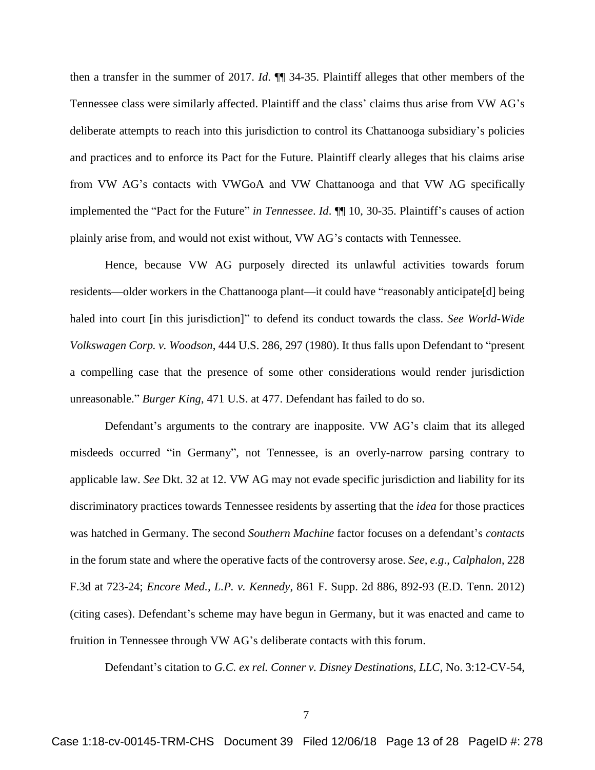then a transfer in the summer of 2017. *Id*. ¶¶ 34-35. Plaintiff alleges that other members of the Tennessee class were similarly affected. Plaintiff and the class' claims thus arise from VW AG's deliberate attempts to reach into this jurisdiction to control its Chattanooga subsidiary's policies and practices and to enforce its Pact for the Future. Plaintiff clearly alleges that his claims arise from VW AG's contacts with VWGoA and VW Chattanooga and that VW AG specifically implemented the "Pact for the Future" *in Tennessee*. *Id*. ¶¶ 10, 30-35. Plaintiff's causes of action plainly arise from, and would not exist without, VW AG's contacts with Tennessee.

Hence, because VW AG purposely directed its unlawful activities towards forum residents—older workers in the Chattanooga plant—it could have "reasonably anticipate[d] being haled into court [in this jurisdiction]" to defend its conduct towards the class. *See World-Wide Volkswagen Corp. v. Woodson*, 444 U.S. 286, 297 (1980). It thus falls upon Defendant to "present a compelling case that the presence of some other considerations would render jurisdiction unreasonable." *Burger King*, 471 U.S. at 477. Defendant has failed to do so.

Defendant's arguments to the contrary are inapposite. VW AG's claim that its alleged misdeeds occurred "in Germany", not Tennessee, is an overly-narrow parsing contrary to applicable law. *See* Dkt. 32 at 12. VW AG may not evade specific jurisdiction and liability for its discriminatory practices towards Tennessee residents by asserting that the *idea* for those practices was hatched in Germany. The second *Southern Machine* factor focuses on a defendant's *contacts* in the forum state and where the operative facts of the controversy arose. *See, e.g*., *Calphalon*, 228 F.3d at 723-24; *Encore Med., L.P. v. Kennedy*, 861 F. Supp. 2d 886, 892-93 (E.D. Tenn. 2012) (citing cases). Defendant's scheme may have begun in Germany, but it was enacted and came to fruition in Tennessee through VW AG's deliberate contacts with this forum.

Defendant's citation to *G.C. ex rel. Conner v. Disney Destinations, LLC*, No. 3:12-CV-54,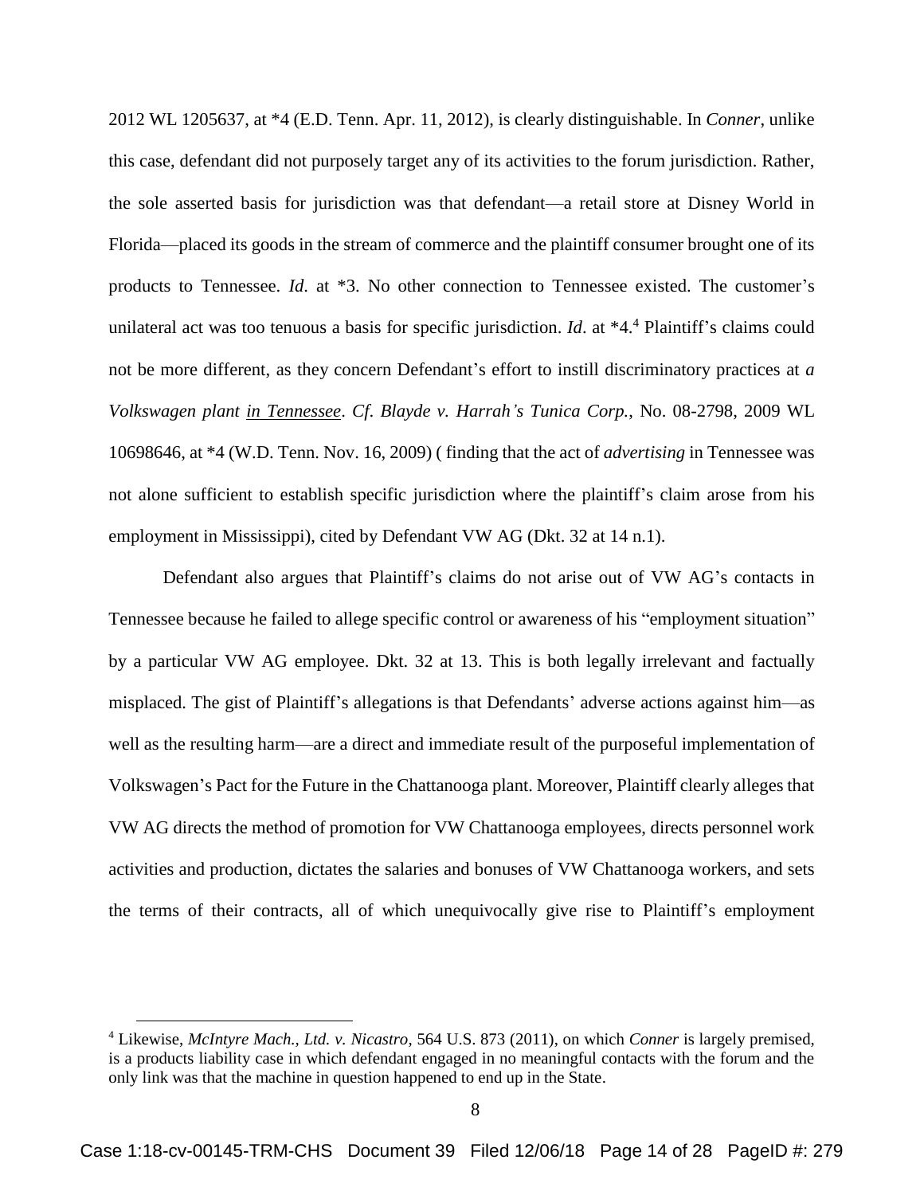2012 WL 1205637, at *4 (E.D. Tenn. Apr. 11, 2012), is clearly distinguishable. In *Conner*, unlike this case, defendant did not purposely target any of its activities to the forum jurisdiction. Rather, the sole asserted basis for jurisdiction was that defendant—a retail store at Disney World in Florida—placed its goods in the stream of commerce and the plaintiff consumer brought one of its products to Tennessee. *Id*. at *3. No other connection to Tennessee existed. The customer's unilateral act was too tenuous a basis for specific jurisdiction. *Id*. at *4.[4] Plaintiff's claims could not be more different, as they concern Defendant's effort to instill discriminatory practices at *a Volkswagen plant <u>in Tennessee</u>*. *Cf. Blayde v. Harrah's Tunica Corp.*, No. 08-2798, 2009 WL 10698646, at *4 (W.D. Tenn. Nov. 16, 2009) ( finding that the act of *advertising* in Tennessee was not alone sufficient to establish specific jurisdiction where the plaintiff's claim arose from his employment in Mississippi), cited by Defendant VW AG (Dkt. 32 at 14 n.1).

Defendant also argues that Plaintiff's claims do not arise out of VW AG's contacts in Tennessee because he failed to allege specific control or awareness of his "employment situation" by a particular VW AG employee. Dkt. 32 at 13. This is both legally irrelevant and factually misplaced. The gist of Plaintiff's allegations is that Defendants' adverse actions against him—as well as the resulting harm—are a direct and immediate result of the purposeful implementation of Volkswagen's Pact for the Future in the Chattanooga plant. Moreover, Plaintiff clearly alleges that VW AG directs the method of promotion for VW Chattanooga employees, directs personnel work activities and production, dictates the salaries and bonuses of VW Chattanooga workers, and sets the terms of their contracts, all of which unequivocally give rise to Plaintiff's employment

---

[4] Likewise, *McIntyre Mach., Ltd. v. Nicastro*, 564 U.S. 873 (2011), on which *Conner* is largely premised, is a products liability case in which defendant engaged in no meaningful contacts with the forum and the only link was that the machine in question happened to end up in the State.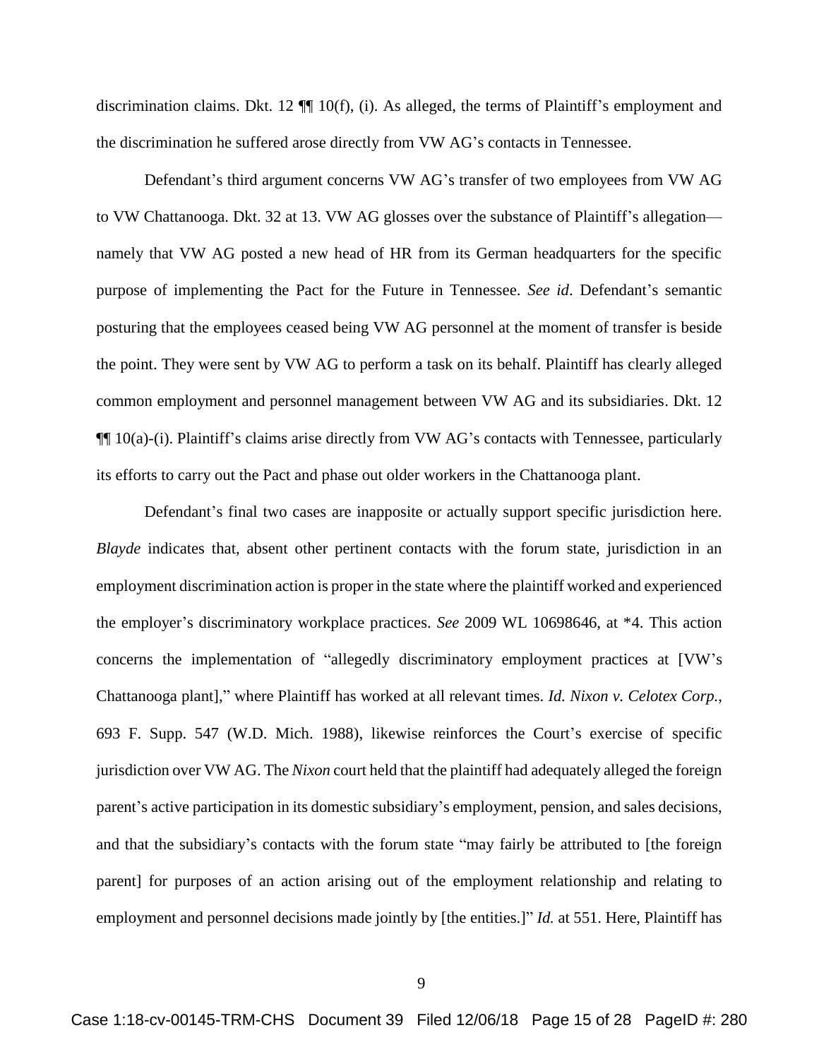discrimination claims. Dkt. 12 ¶¶ 10(f), (i). As alleged, the terms of Plaintiff's employment and the discrimination he suffered arose directly from VW AG's contacts in Tennessee.

Defendant's third argument concerns VW AG's transfer of two employees from VW AG to VW Chattanooga. Dkt. 32 at 13. VW AG glosses over the substance of Plaintiff's allegation—namely that VW AG posted a new head of HR from its German headquarters for the specific purpose of implementing the Pact for the Future in Tennessee. *See id*. Defendant's semantic posturing that the employees ceased being VW AG personnel at the moment of transfer is beside the point. They were sent by VW AG to perform a task on its behalf. Plaintiff has clearly alleged common employment and personnel management between VW AG and its subsidiaries. Dkt. 12 ¶¶ 10(a)-(i). Plaintiff's claims arise directly from VW AG's contacts with Tennessee, particularly its efforts to carry out the Pact and phase out older workers in the Chattanooga plant.

Defendant's final two cases are inapposite or actually support specific jurisdiction here. *Blayde* indicates that, absent other pertinent contacts with the forum state, jurisdiction in an employment discrimination action is proper in the state where the plaintiff worked and experienced the employer's discriminatory workplace practices. *See* 2009 WL 10698646, at \*4. This action concerns the implementation of "allegedly discriminatory employment practices at [VW's Chattanooga plant]," where Plaintiff has worked at all relevant times. *Id. Nixon v. Celotex Corp.*, 693 F. Supp. 547 (W.D. Mich. 1988), likewise reinforces the Court's exercise of specific jurisdiction over VW AG. The *Nixon* court held that the plaintiff had adequately alleged the foreign parent's active participation in its domestic subsidiary's employment, pension, and sales decisions, and that the subsidiary's contacts with the forum state "may fairly be attributed to [the foreign parent] for purposes of an action arising out of the employment relationship and relating to employment and personnel decisions made jointly by [the entities.]" *Id.* at 551. Here, Plaintiff has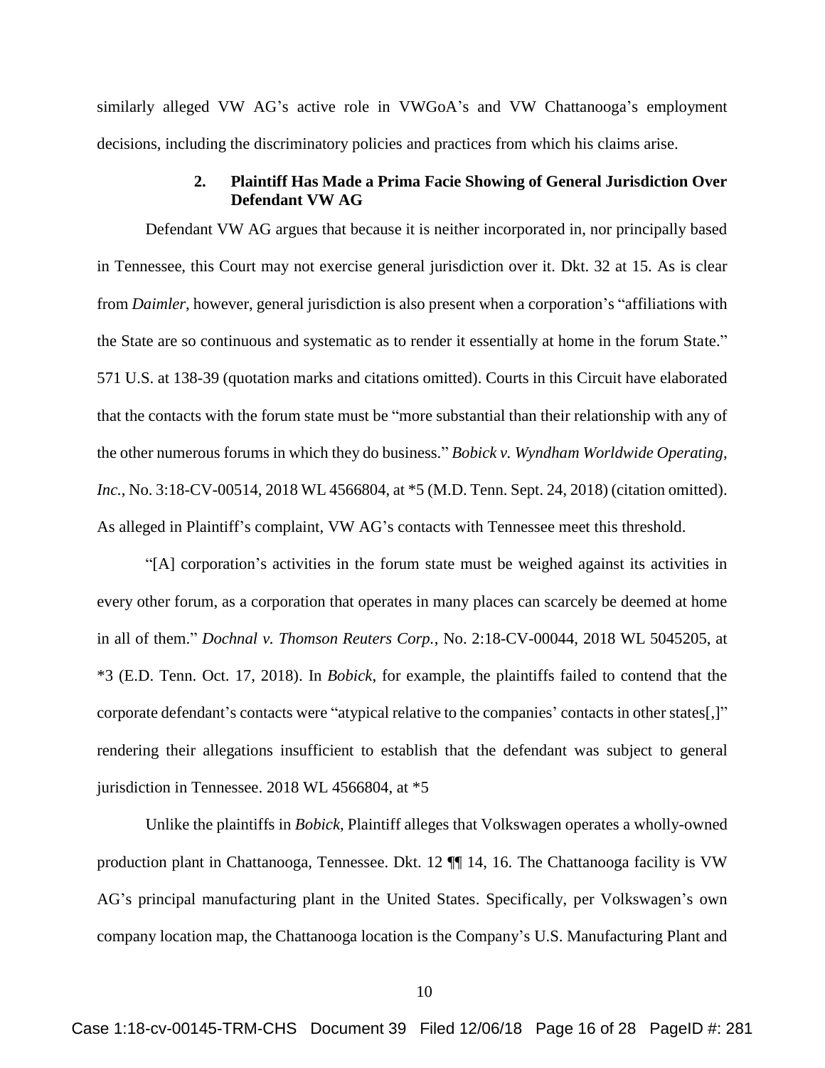similarly alleged VW AG's active role in VWGoA's and VW Chattanooga's employment decisions, including the discriminatory policies and practices from which his claims arise.

### 2. Plaintiff Has Made a Prima Facie Showing of General Jurisdiction Over Defendant VW AG

Defendant VW AG argues that because it is neither incorporated in, nor principally based in Tennessee, this Court may not exercise general jurisdiction over it. Dkt. 32 at 15. As is clear from *Daimler*, however, general jurisdiction is also present when a corporation's "affiliations with the State are so continuous and systematic as to render it essentially at home in the forum State." 571 U.S. at 138-39 (quotation marks and citations omitted). Courts in this Circuit have elaborated that the contacts with the forum state must be "more substantial than their relationship with any of the other numerous forums in which they do business." *Bobick v. Wyndham Worldwide Operating, Inc.*, No. 3:18-CV-00514, 2018 WL 4566804, at *5 (M.D. Tenn. Sept. 24, 2018) (citation omitted). As alleged in Plaintiff's complaint, VW AG's contacts with Tennessee meet this threshold.

"[A] corporation's activities in the forum state must be weighed against its activities in every other forum, as a corporation that operates in many places can scarcely be deemed at home in all of them." *Dochnal v. Thomson Reuters Corp.*, No. 2:18-CV-00044, 2018 WL 5045205, at *3 (E.D. Tenn. Oct. 17, 2018). In *Bobick*, for example, the plaintiffs failed to contend that the corporate defendant's contacts were "atypical relative to the companies' contacts in other states[,]" rendering their allegations insufficient to establish that the defendant was subject to general jurisdiction in Tennessee. 2018 WL 4566804, at *5

Unlike the plaintiffs in *Bobick*, Plaintiff alleges that Volkswagen operates a wholly-owned production plant in Chattanooga, Tennessee. Dkt. 12 ¶¶ 14, 16. The Chattanooga facility is VW AG's principal manufacturing plant in the United States. Specifically, per Volkswagen's own company location map, the Chattanooga location is the Company's U.S. Manufacturing Plant and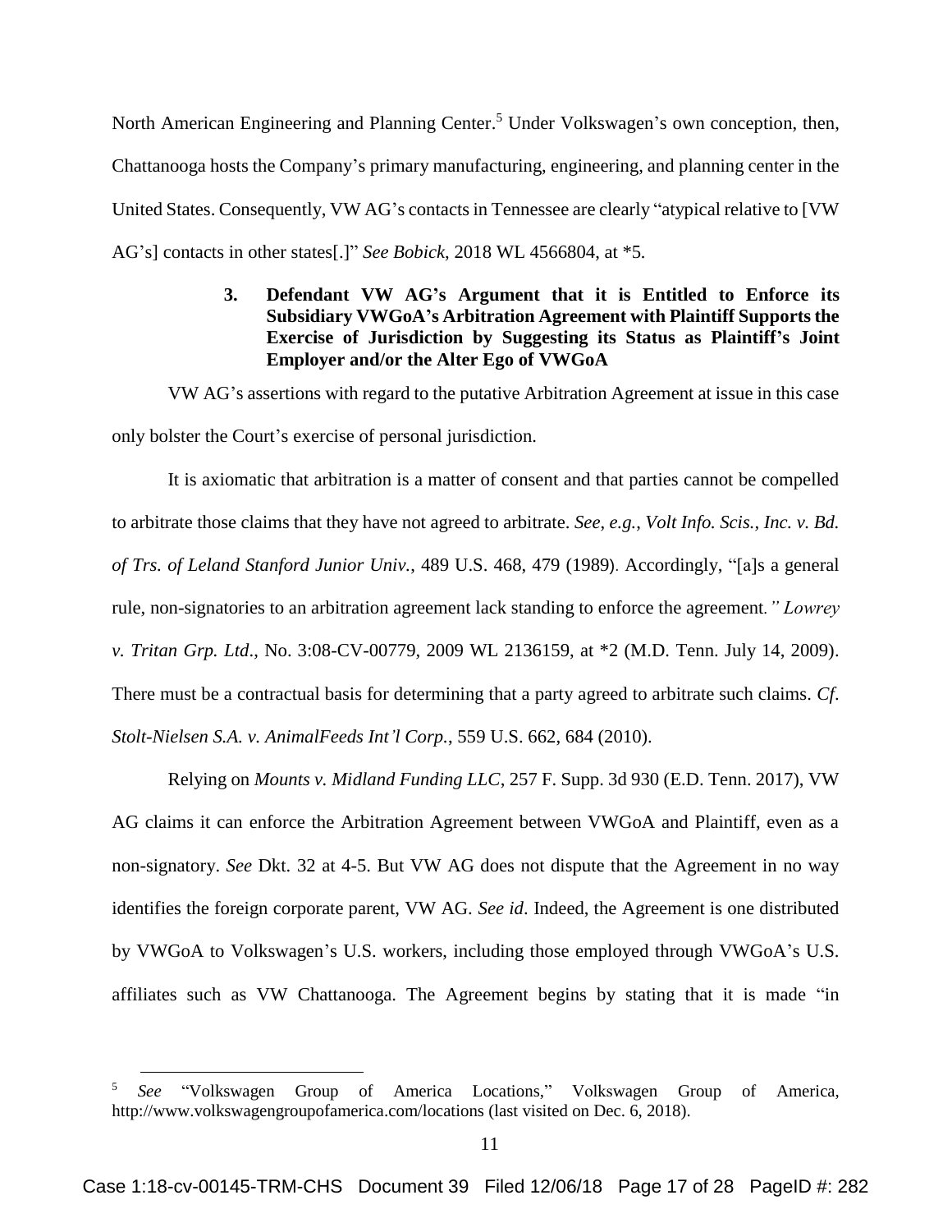North American Engineering and Planning Center.[5] Under Volkswagen's own conception, then, Chattanooga hosts the Company's primary manufacturing, engineering, and planning center in the United States. Consequently, VW AG's contacts in Tennessee are clearly "atypical relative to [VW AG's] contacts in other states[.]" *See Bobick*, 2018 WL 4566804, at *5.

**3. Defendant VW AG's Argument that it is Entitled to Enforce its Subsidiary VWGoA's Arbitration Agreement with Plaintiff Supports the Exercise of Jurisdiction by Suggesting its Status as Plaintiff's Joint Employer and/or the Alter Ego of VWGoA**

VW AG's assertions with regard to the putative Arbitration Agreement at issue in this case only bolster the Court's exercise of personal jurisdiction.

It is axiomatic that arbitration is a matter of consent and that parties cannot be compelled to arbitrate those claims that they have not agreed to arbitrate. *See, e.g.*, *Volt Info. Scis., Inc. v. Bd. of Trs. of Leland Stanford Junior Univ.*, 489 U.S. 468, 479 (1989). Accordingly, "[a]s a general rule, non-signatories to an arbitration agreement lack standing to enforce the agreement." *Lowrey v. Tritan Grp. Ltd*., No. 3:08-CV-00779, 2009 WL 2136159, at *2 (M.D. Tenn. July 14, 2009). There must be a contractual basis for determining that a party agreed to arbitrate such claims. *Cf*. *Stolt-Nielsen S.A. v. AnimalFeeds Int'l Corp.*, 559 U.S. 662, 684 (2010).

Relying on *Mounts v. Midland Funding LLC*, 257 F. Supp. 3d 930 (E.D. Tenn. 2017), VW AG claims it can enforce the Arbitration Agreement between VWGoA and Plaintiff, even as a non-signatory. *See* Dkt. 32 at 4-5. But VW AG does not dispute that the Agreement in no way identifies the foreign corporate parent, VW AG. *See id*. Indeed, the Agreement is one distributed by VWGoA to Volkswagen's U.S. workers, including those employed through VWGoA's U.S. affiliates such as VW Chattanooga. The Agreement begins by stating that it is made "in

---

[5] *See* "Volkswagen Group of America Locations," Volkswagen Group of America, http://www.volkswagengroupofamerica.com/locations (last visited on Dec. 6, 2018).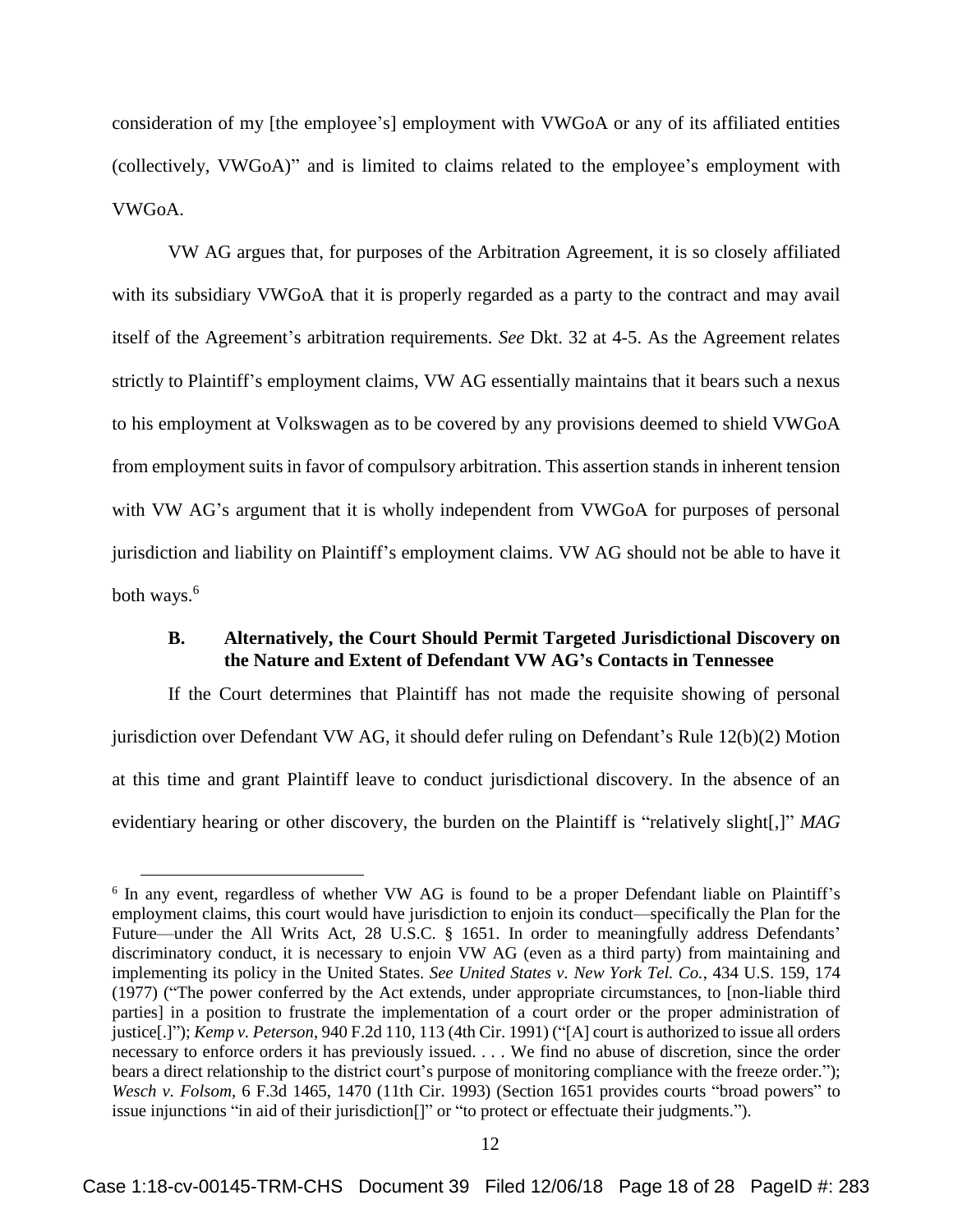consideration of my [the employee's] employment with VWGoA or any of its affiliated entities (collectively, VWGoA)" and is limited to claims related to the employee's employment with VWGoA.

VW AG argues that, for purposes of the Arbitration Agreement, it is so closely affiliated with its subsidiary VWGoA that it is properly regarded as a party to the contract and may avail itself of the Agreement's arbitration requirements. *See* Dkt. 32 at 4-5. As the Agreement relates strictly to Plaintiff's employment claims, VW AG essentially maintains that it bears such a nexus to his employment at Volkswagen as to be covered by any provisions deemed to shield VWGoA from employment suits in favor of compulsory arbitration. This assertion stands in inherent tension with VW AG's argument that it is wholly independent from VWGoA for purposes of personal jurisdiction and liability on Plaintiff's employment claims. VW AG should not be able to have it both ways.[6]

### B. Alternatively, the Court Should Permit Targeted Jurisdictional Discovery on the Nature and Extent of Defendant VW AG's Contacts in Tennessee

If the Court determines that Plaintiff has not made the requisite showing of personal jurisdiction over Defendant VW AG, it should defer ruling on Defendant's Rule 12(b)(2) Motion at this time and grant Plaintiff leave to conduct jurisdictional discovery. In the absence of an evidentiary hearing or other discovery, the burden on the Plaintiff is "relatively slight[,]" *MAG*

---

[6] In any event, regardless of whether VW AG is found to be a proper Defendant liable on Plaintiff's employment claims, this court would have jurisdiction to enjoin its conduct—specifically the Plan for the Future—under the All Writs Act, 28 U.S.C. § 1651. In order to meaningfully address Defendants' discriminatory conduct, it is necessary to enjoin VW AG (even as a third party) from maintaining and implementing its policy in the United States. *See United States v. New York Tel. Co.*, 434 U.S. 159, 174 (1977) ("The power conferred by the Act extends, under appropriate circumstances, to [non-liable third parties] in a position to frustrate the implementation of a court order or the proper administration of justice[.]"); *Kemp v. Peterson*, 940 F.2d 110, 113 (4th Cir. 1991) ("[A] court is authorized to issue all orders necessary to enforce orders it has previously issued. . . . We find no abuse of discretion, since the order bears a direct relationship to the district court's purpose of monitoring compliance with the freeze order."); *Wesch v. Folsom*, 6 F.3d 1465, 1470 (11th Cir. 1993) (Section 1651 provides courts "broad powers" to issue injunctions "in aid of their jurisdiction[]" or "to protect or effectuate their judgments.").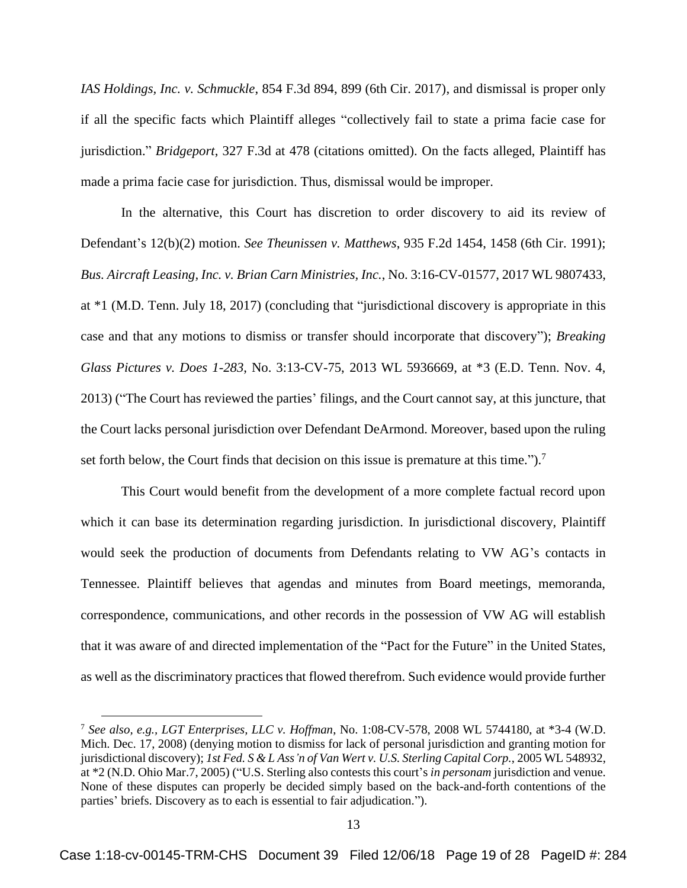*IAS Holdings, Inc. v. Schmuckle*, 854 F.3d 894, 899 (6th Cir. 2017), and dismissal is proper only if all the specific facts which Plaintiff alleges "collectively fail to state a prima facie case for jurisdiction." *Bridgeport*, 327 F.3d at 478 (citations omitted). On the facts alleged, Plaintiff has made a prima facie case for jurisdiction. Thus, dismissal would be improper.

In the alternative, this Court has discretion to order discovery to aid its review of Defendant's 12(b)(2) motion. *See Theunissen v. Matthews*, 935 F.2d 1454, 1458 (6th Cir. 1991); *Bus. Aircraft Leasing, Inc. v. Brian Carn Ministries, Inc.*, No. 3:16-CV-01577, 2017 WL 9807433, at *1 (M.D. Tenn. July 18, 2017) (concluding that "jurisdictional discovery is appropriate in this case and that any motions to dismiss or transfer should incorporate that discovery"); *Breaking Glass Pictures v. Does 1-283*, No. 3:13-CV-75, 2013 WL 5936669, at *3 (E.D. Tenn. Nov. 4, 2013) ("The Court has reviewed the parties' filings, and the Court cannot say, at this juncture, that the Court lacks personal jurisdiction over Defendant DeArmond. Moreover, based upon the ruling set forth below, the Court finds that decision on this issue is premature at this time.").[7]

This Court would benefit from the development of a more complete factual record upon which it can base its determination regarding jurisdiction. In jurisdictional discovery, Plaintiff would seek the production of documents from Defendants relating to VW AG's contacts in Tennessee. Plaintiff believes that agendas and minutes from Board meetings, memoranda, correspondence, communications, and other records in the possession of VW AG will establish that it was aware of and directed implementation of the "Pact for the Future" in the United States, as well as the discriminatory practices that flowed therefrom. Such evidence would provide further

---

[7] *See also, e.g., LGT Enterprises, LLC v. Hoffman*, No. 1:08-CV-578, 2008 WL 5744180, at *3-4 (W.D. Mich. Dec. 17, 2008) (denying motion to dismiss for lack of personal jurisdiction and granting motion for jurisdictional discovery); *1st Fed. S & L Ass'n of Van Wert v. U.S. Sterling Capital Corp.*, 2005 WL 548932, at *2 (N.D. Ohio Mar.7, 2005) ("U.S. Sterling also contests this court's *in personam* jurisdiction and venue. None of these disputes can properly be decided simply based on the back-and-forth contentions of the parties' briefs. Discovery as to each is essential to fair adjudication.").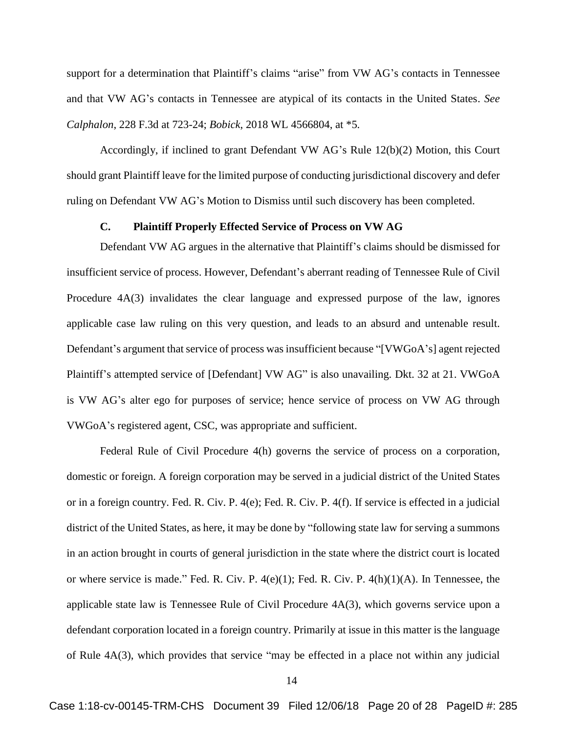support for a determination that Plaintiff's claims "arise" from VW AG's contacts in Tennessee and that VW AG's contacts in Tennessee are atypical of its contacts in the United States. *See Calphalon*, 228 F.3d at 723-24; *Bobick*, 2018 WL 4566804, at *5.

Accordingly, if inclined to grant Defendant VW AG's Rule 12(b)(2) Motion, this Court should grant Plaintiff leave for the limited purpose of conducting jurisdictional discovery and defer ruling on Defendant VW AG's Motion to Dismiss until such discovery has been completed.

### C. Plaintiff Properly Effected Service of Process on VW AG

Defendant VW AG argues in the alternative that Plaintiff's claims should be dismissed for insufficient service of process. However, Defendant's aberrant reading of Tennessee Rule of Civil Procedure 4A(3) invalidates the clear language and expressed purpose of the law, ignores applicable case law ruling on this very question, and leads to an absurd and untenable result. Defendant's argument that service of process was insufficient because "[VWGoA's] agent rejected Plaintiff's attempted service of [Defendant] VW AG" is also unavailing. Dkt. 32 at 21. VWGoA is VW AG's alter ego for purposes of service; hence service of process on VW AG through VWGoA's registered agent, CSC, was appropriate and sufficient.

Federal Rule of Civil Procedure 4(h) governs the service of process on a corporation, domestic or foreign. A foreign corporation may be served in a judicial district of the United States or in a foreign country. Fed. R. Civ. P. 4(e); Fed. R. Civ. P. 4(f). If service is effected in a judicial district of the United States, as here, it may be done by "following state law for serving a summons in an action brought in courts of general jurisdiction in the state where the district court is located or where service is made." Fed. R. Civ. P. 4(e)(1); Fed. R. Civ. P. 4(h)(1)(A). In Tennessee, the applicable state law is Tennessee Rule of Civil Procedure 4A(3), which governs service upon a defendant corporation located in a foreign country. Primarily at issue in this matter is the language of Rule 4A(3), which provides that service "may be effected in a place not within any judicial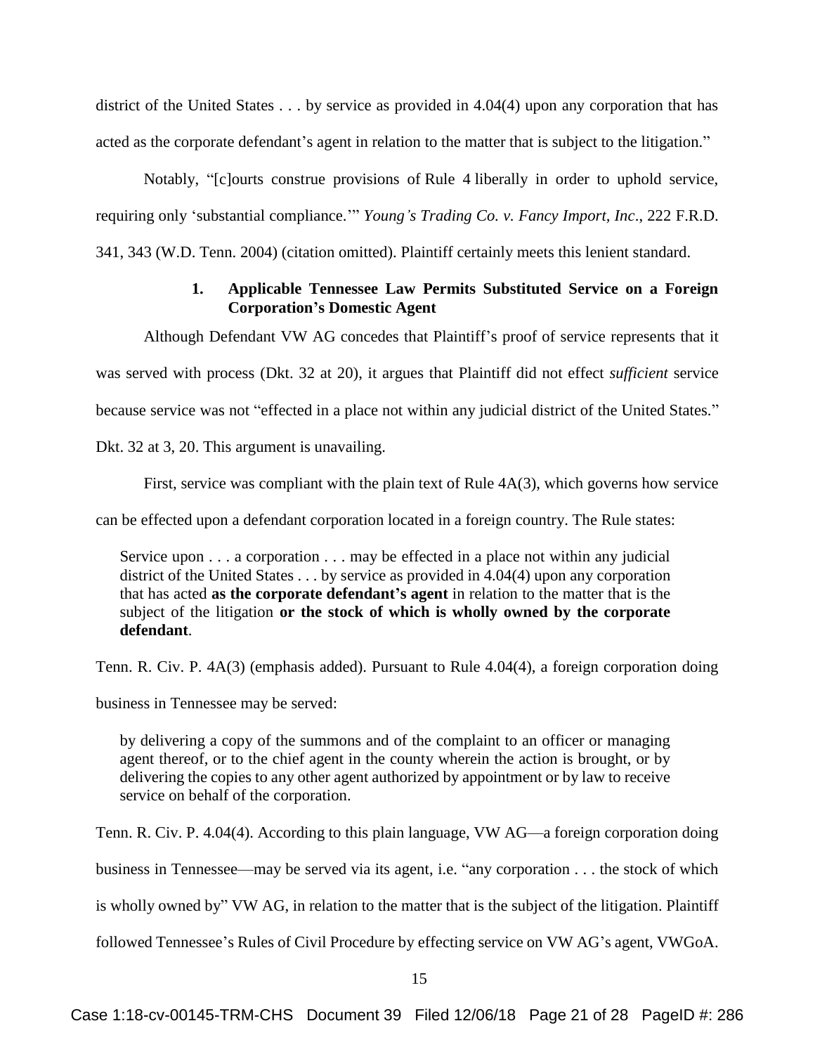district of the United States . . . by service as provided in 4.04(4) upon any corporation that has acted as the corporate defendant's agent in relation to the matter that is subject to the litigation."

Notably, "[c]ourts construe provisions of Rule 4 liberally in order to uphold service, requiring only 'substantial compliance.'" *Young's Trading Co. v. Fancy Import, Inc*., 222 F.R.D. 341, 343 (W.D. Tenn. 2004) (citation omitted). Plaintiff certainly meets this lenient standard.

### 1. Applicable Tennessee Law Permits Substituted Service on a Foreign Corporation's Domestic Agent

Although Defendant VW AG concedes that Plaintiff's proof of service represents that it was served with process (Dkt. 32 at 20), it argues that Plaintiff did not effect *sufficient* service because service was not "effected in a place not within any judicial district of the United States." Dkt. 32 at 3, 20. This argument is unavailing.

First, service was compliant with the plain text of Rule 4A(3), which governs how service can be effected upon a defendant corporation located in a foreign country. The Rule states:

> Service upon . . . a corporation . . . may be effected in a place not within any judicial district of the United States . . . by service as provided in 4.04(4) upon any corporation that has acted **as the corporate defendant's agent** in relation to the matter that is the subject of the litigation **or the stock of which is wholly owned by the corporate defendant**.

Tenn. R. Civ. P. 4A(3) (emphasis added). Pursuant to Rule 4.04(4), a foreign corporation doing business in Tennessee may be served:

> by delivering a copy of the summons and of the complaint to an officer or managing agent thereof, or to the chief agent in the county wherein the action is brought, or by delivering the copies to any other agent authorized by appointment or by law to receive service on behalf of the corporation.

Tenn. R. Civ. P. 4.04(4). According to this plain language, VW AG—a foreign corporation doing business in Tennessee—may be served via its agent, i.e. "any corporation . . . the stock of which is wholly owned by" VW AG, in relation to the matter that is the subject of the litigation. Plaintiff followed Tennessee's Rules of Civil Procedure by effecting service on VW AG's agent, VWGoA.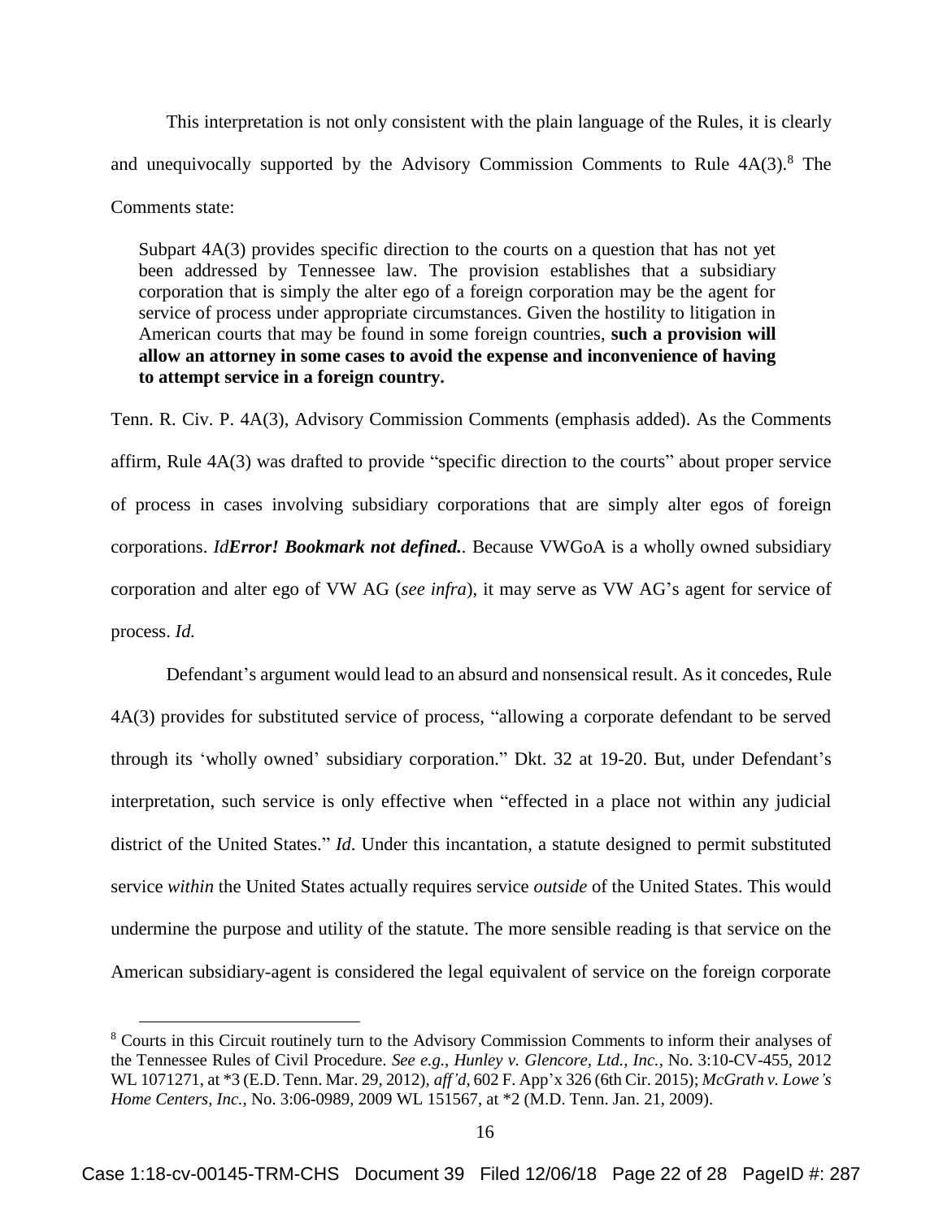This interpretation is not only consistent with the plain language of the Rules, it is clearly and unequivocally supported by the Advisory Commission Comments to Rule 4A(3).[8] The Comments state:

> Subpart 4A(3) provides specific direction to the courts on a question that has not yet been addressed by Tennessee law. The provision establishes that a subsidiary corporation that is simply the alter ego of a foreign corporation may be the agent for service of process under appropriate circumstances. Given the hostility to litigation in American courts that may be found in some foreign countries, **such a provision will allow an attorney in some cases to avoid the expense and inconvenience of having to attempt service in a foreign country.**

Tenn. R. Civ. P. 4A(3), Advisory Commission Comments (emphasis added). As the Comments affirm, Rule 4A(3) was drafted to provide "specific direction to the courts" about proper service of process in cases involving subsidiary corporations that are simply alter egos of foreign corporations. *Id**Error! Bookmark not defined.***. Because VWGoA is a wholly owned subsidiary corporation and alter ego of VW AG (*see infra*), it may serve as VW AG's agent for service of process. *Id.*

Defendant's argument would lead to an absurd and nonsensical result. As it concedes, Rule 4A(3) provides for substituted service of process, "allowing a corporate defendant to be served through its 'wholly owned' subsidiary corporation." Dkt. 32 at 19-20. But, under Defendant's interpretation, such service is only effective when "effected in a place not within any judicial district of the United States." *Id*. Under this incantation, a statute designed to permit substituted service *within* the United States actually requires service *outside* of the United States. This would undermine the purpose and utility of the statute. The more sensible reading is that service on the American subsidiary-agent is considered the legal equivalent of service on the foreign corporate

---

[8] Courts in this Circuit routinely turn to the Advisory Commission Comments to inform their analyses of the Tennessee Rules of Civil Procedure. *See e.g.*, *Hunley v. Glencore, Ltd., Inc.*, No. 3:10-CV-455, 2012 WL 1071271, at *3 (E.D. Tenn. Mar. 29, 2012), *aff'd*, 602 F. App'x 326 (6th Cir. 2015); *McGrath v. Lowe's Home Centers, Inc.*, No. 3:06-0989, 2009 WL 151567, at *2 (M.D. Tenn. Jan. 21, 2009).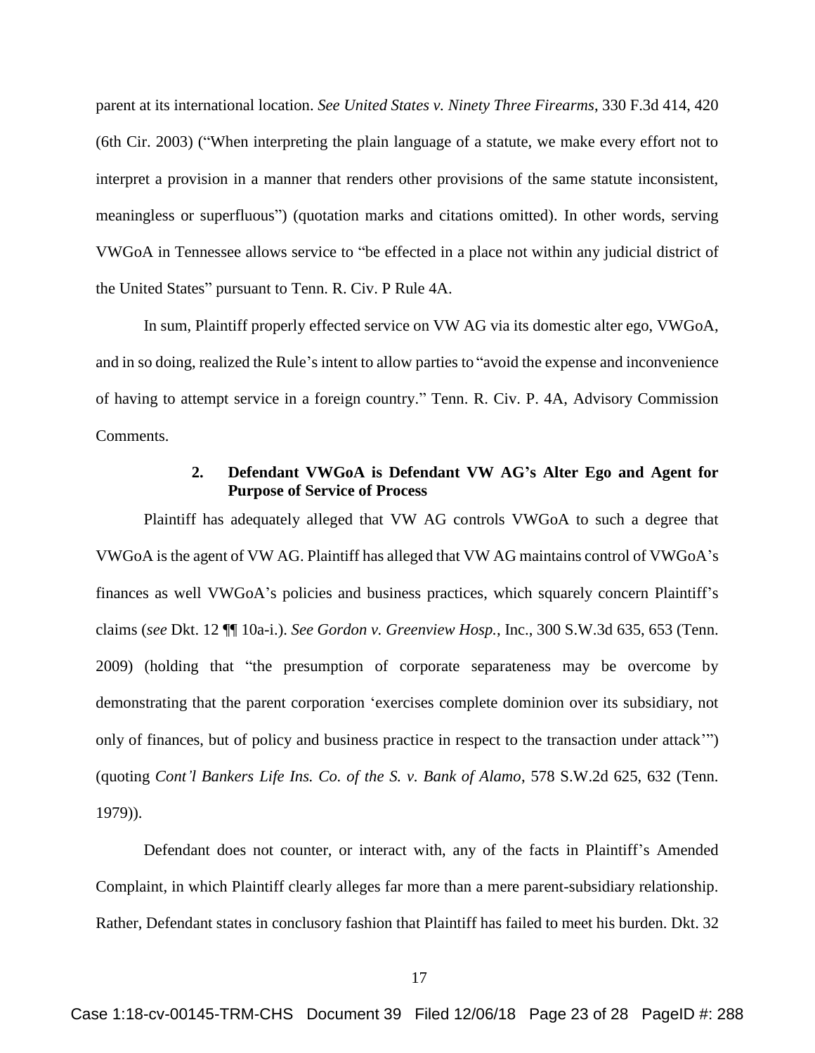parent at its international location. *See United States v. Ninety Three Firearms*, 330 F.3d 414, 420 (6th Cir. 2003) ("When interpreting the plain language of a statute, we make every effort not to interpret a provision in a manner that renders other provisions of the same statute inconsistent, meaningless or superfluous") (quotation marks and citations omitted). In other words, serving VWGoA in Tennessee allows service to "be effected in a place not within any judicial district of the United States" pursuant to Tenn. R. Civ. P Rule 4A.

In sum, Plaintiff properly effected service on VW AG via its domestic alter ego, VWGoA, and in so doing, realized the Rule's intent to allow parties to "avoid the expense and inconvenience of having to attempt service in a foreign country." Tenn. R. Civ. P. 4A, Advisory Commission Comments.

### 2. Defendant VWGoA is Defendant VW AG's Alter Ego and Agent for Purpose of Service of Process

Plaintiff has adequately alleged that VW AG controls VWGoA to such a degree that VWGoA is the agent of VW AG. Plaintiff has alleged that VW AG maintains control of VWGoA's finances as well VWGoA's policies and business practices, which squarely concern Plaintiff's claims (*see* Dkt. 12 ¶¶ 10a-i.). *See Gordon v. Greenview Hosp.*, Inc., 300 S.W.3d 635, 653 (Tenn. 2009) (holding that "the presumption of corporate separateness may be overcome by demonstrating that the parent corporation 'exercises complete dominion over its subsidiary, not only of finances, but of policy and business practice in respect to the transaction under attack'") (quoting *Cont'l Bankers Life Ins. Co. of the S. v. Bank of Alamo*, 578 S.W.2d 625, 632 (Tenn. 1979)).

Defendant does not counter, or interact with, any of the facts in Plaintiff's Amended Complaint, in which Plaintiff clearly alleges far more than a mere parent-subsidiary relationship. Rather, Defendant states in conclusory fashion that Plaintiff has failed to meet his burden. Dkt. 32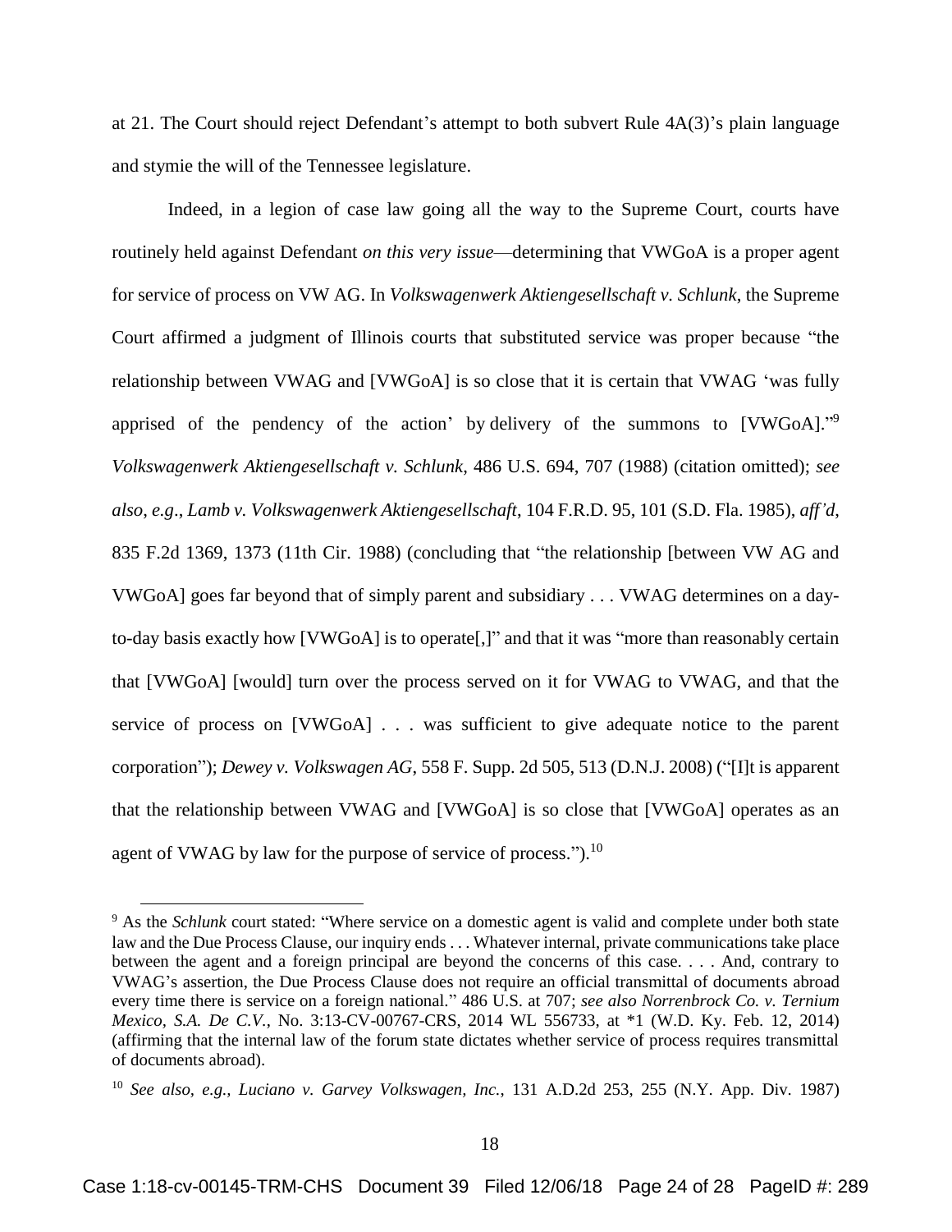at 21. The Court should reject Defendant's attempt to both subvert Rule 4A(3)'s plain language and stymie the will of the Tennessee legislature.

Indeed, in a legion of case law going all the way to the Supreme Court, courts have routinely held against Defendant *on this very issue*—determining that VWGoA is a proper agent for service of process on VW AG. In *Volkswagenwerk Aktiengesellschaft v. Schlunk*, the Supreme Court affirmed a judgment of Illinois courts that substituted service was proper because "the relationship between VWAG and [VWGoA] is so close that it is certain that VWAG 'was fully apprised of the pendency of the action' by delivery of the summons to [VWGoA]."[9] *Volkswagenwerk Aktiengesellschaft v. Schlunk*, 486 U.S. 694, 707 (1988) (citation omitted); *see also*, *e.g*., *Lamb v. Volkswagenwerk Aktiengesellschaft*, 104 F.R.D. 95, 101 (S.D. Fla. 1985), *aff'd*, 835 F.2d 1369, 1373 (11th Cir. 1988) (concluding that "the relationship [between VW AG and VWGoA] goes far beyond that of simply parent and subsidiary . . . VWAG determines on a day-to-day basis exactly how [VWGoA] is to operate[,]" and that it was "more than reasonably certain that [VWGoA] [would] turn over the process served on it for VWAG to VWAG, and that the service of process on [VWGoA] . . . was sufficient to give adequate notice to the parent corporation"); *Dewey v. Volkswagen AG*, 558 F. Supp. 2d 505, 513 (D.N.J. 2008) ("[I]t is apparent that the relationship between VWAG and [VWGoA] is so close that [VWGoA] operates as an agent of VWAG by law for the purpose of service of process.").[10]

---

[9] As the *Schlunk* court stated: "Where service on a domestic agent is valid and complete under both state law and the Due Process Clause, our inquiry ends . . . Whatever internal, private communications take place between the agent and a foreign principal are beyond the concerns of this case. . . . And, contrary to VWAG's assertion, the Due Process Clause does not require an official transmittal of documents abroad every time there is service on a foreign national." 486 U.S. at 707; *see also Norrenbrock Co. v. Ternium Mexico, S.A. De C.V.*, No. 3:13-CV-00767-CRS, 2014 WL 556733, at *1 (W.D. Ky. Feb. 12, 2014) (affirming that the internal law of the forum state dictates whether service of process requires transmittal of documents abroad).

[10] *See also, e.g., Luciano v. Garvey Volkswagen, Inc.*, 131 A.D.2d 253, 255 (N.Y. App. Div. 1987)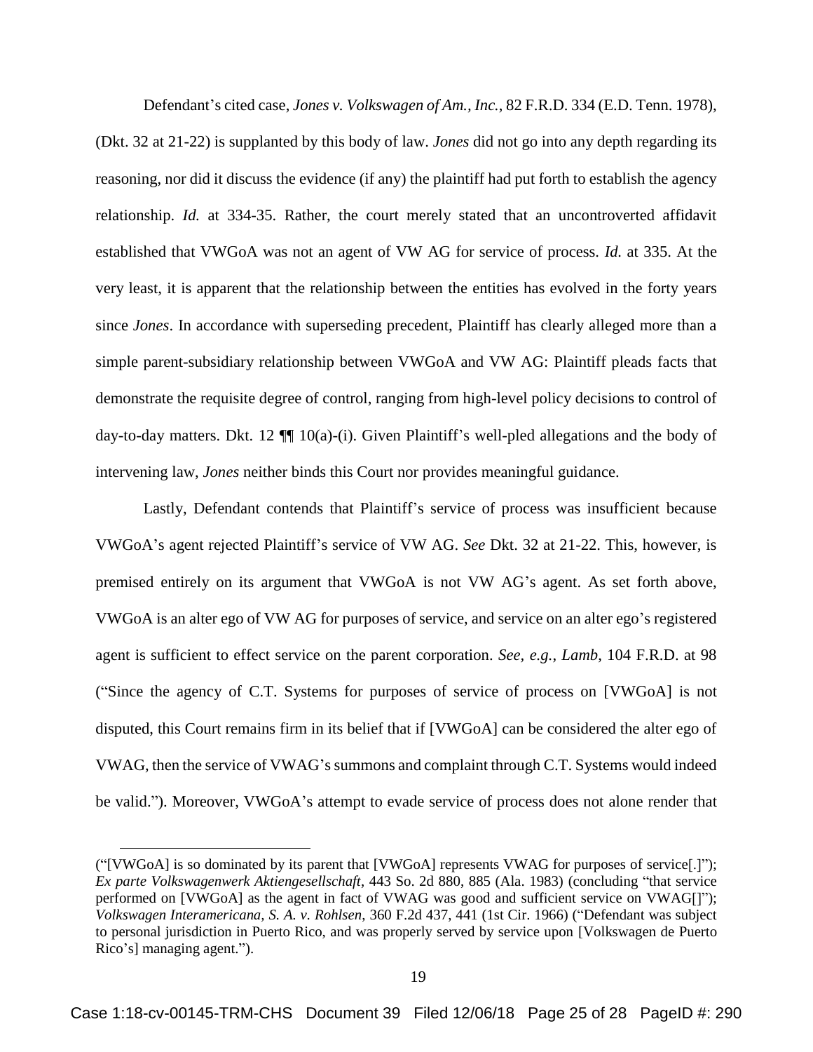Defendant's cited case, *Jones v. Volkswagen of Am., Inc.*, 82 F.R.D. 334 (E.D. Tenn. 1978), (Dkt. 32 at 21-22) is supplanted by this body of law. *Jones* did not go into any depth regarding its reasoning, nor did it discuss the evidence (if any) the plaintiff had put forth to establish the agency relationship. *Id.* at 334-35. Rather, the court merely stated that an uncontroverted affidavit established that VWGoA was not an agent of VW AG for service of process. *Id.* at 335. At the very least, it is apparent that the relationship between the entities has evolved in the forty years since *Jones*. In accordance with superseding precedent, Plaintiff has clearly alleged more than a simple parent-subsidiary relationship between VWGoA and VW AG: Plaintiff pleads facts that demonstrate the requisite degree of control, ranging from high-level policy decisions to control of day-to-day matters. Dkt. 12 ¶¶ 10(a)-(i). Given Plaintiff's well-pled allegations and the body of intervening law, *Jones* neither binds this Court nor provides meaningful guidance.

Lastly, Defendant contends that Plaintiff's service of process was insufficient because VWGoA's agent rejected Plaintiff's service of VW AG. *See* Dkt. 32 at 21-22. This, however, is premised entirely on its argument that VWGoA is not VW AG's agent. As set forth above, VWGoA is an alter ego of VW AG for purposes of service, and service on an alter ego's registered agent is sufficient to effect service on the parent corporation. *See, e.g.*, *Lamb*, 104 F.R.D. at 98 ("Since the agency of C.T. Systems for purposes of service of process on [VWGoA] is not disputed, this Court remains firm in its belief that if [VWGoA] can be considered the alter ego of VWAG, then the service of VWAG's summons and complaint through C.T. Systems would indeed be valid."). Moreover, VWGoA's attempt to evade service of process does not alone render that

("[VWGoA] is so dominated by its parent that [VWGoA] represents VWAG for purposes of service[.]"); *Ex parte Volkswagenwerk Aktiengesellschaft*, 443 So. 2d 880, 885 (Ala. 1983) (concluding "that service performed on [VWGoA] as the agent in fact of VWAG was good and sufficient service on VWAG[]"); *Volkswagen Interamericana, S. A. v. Rohlsen*, 360 F.2d 437, 441 (1st Cir. 1966) ("Defendant was subject to personal jurisdiction in Puerto Rico, and was properly served by service upon [Volkswagen de Puerto Rico's] managing agent.").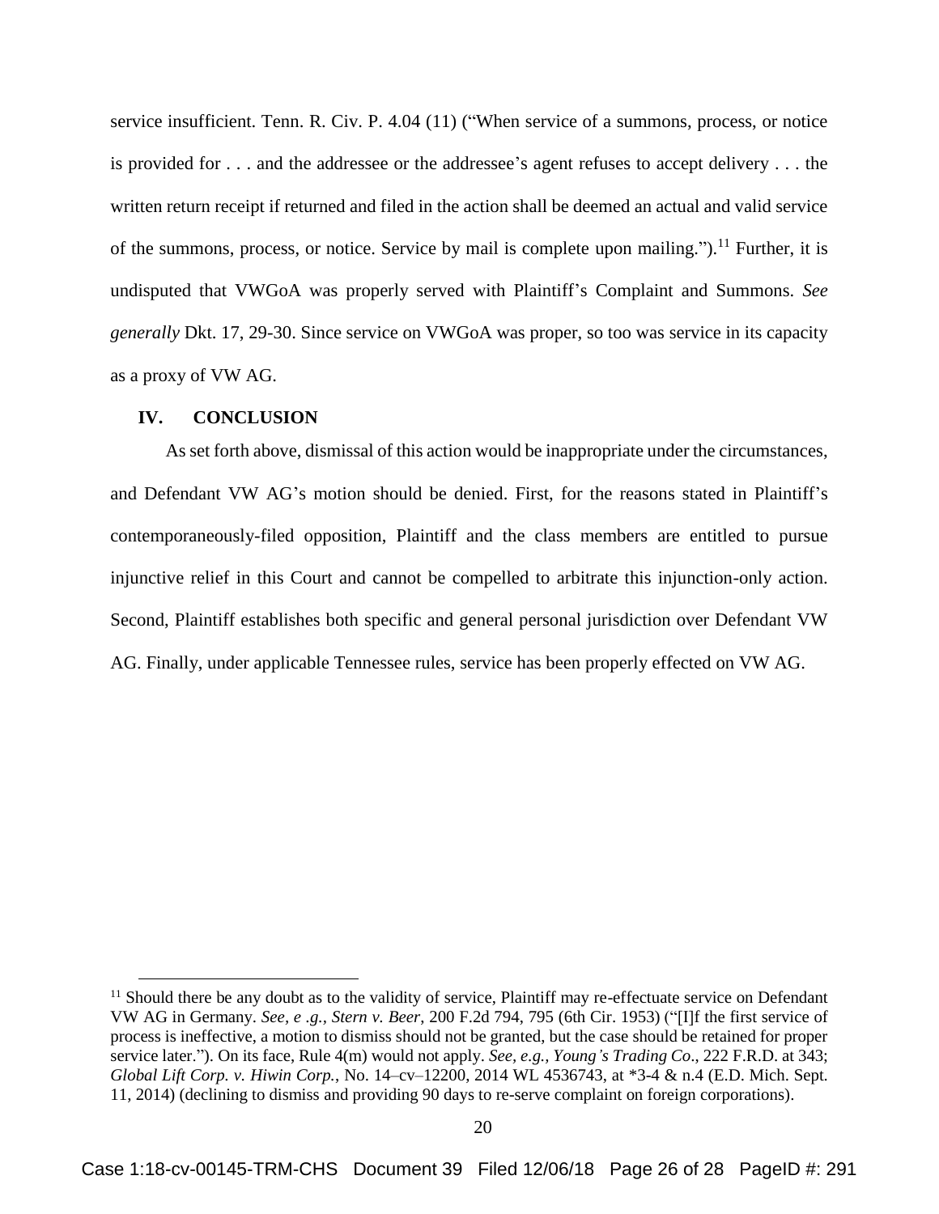service insufficient. Tenn. R. Civ. P. 4.04 (11) ("When service of a summons, process, or notice is provided for . . . and the addressee or the addressee's agent refuses to accept delivery . . . the written return receipt if returned and filed in the action shall be deemed an actual and valid service of the summons, process, or notice. Service by mail is complete upon mailing.").[11] Further, it is undisputed that VWGoA was properly served with Plaintiff's Complaint and Summons. *See generally* Dkt. 17, 29-30. Since service on VWGoA was proper, so too was service in its capacity as a proxy of VW AG.

## IV. CONCLUSION

As set forth above, dismissal of this action would be inappropriate under the circumstances, and Defendant VW AG's motion should be denied. First, for the reasons stated in Plaintiff's contemporaneously-filed opposition, Plaintiff and the class members are entitled to pursue injunctive relief in this Court and cannot be compelled to arbitrate this injunction-only action. Second, Plaintiff establishes both specific and general personal jurisdiction over Defendant VW AG. Finally, under applicable Tennessee rules, service has been properly effected on VW AG.

---

[11] Should there be any doubt as to the validity of service, Plaintiff may re-effectuate service on Defendant VW AG in Germany. *See, e .g., Stern v. Beer*, 200 F.2d 794, 795 (6th Cir. 1953) ("[I]f the first service of process is ineffective, a motion to dismiss should not be granted, but the case should be retained for proper service later."). On its face, Rule 4(m) would not apply. *See, e.g., Young's Trading Co*., 222 F.R.D. at 343; *Global Lift Corp. v. Hiwin Corp.*, No. 14–cv–12200, 2014 WL 4536743, at *3-4 & n.4 (E.D. Mich. Sept. 11, 2014) (declining to dismiss and providing 90 days to re-serve complaint on foreign corporations).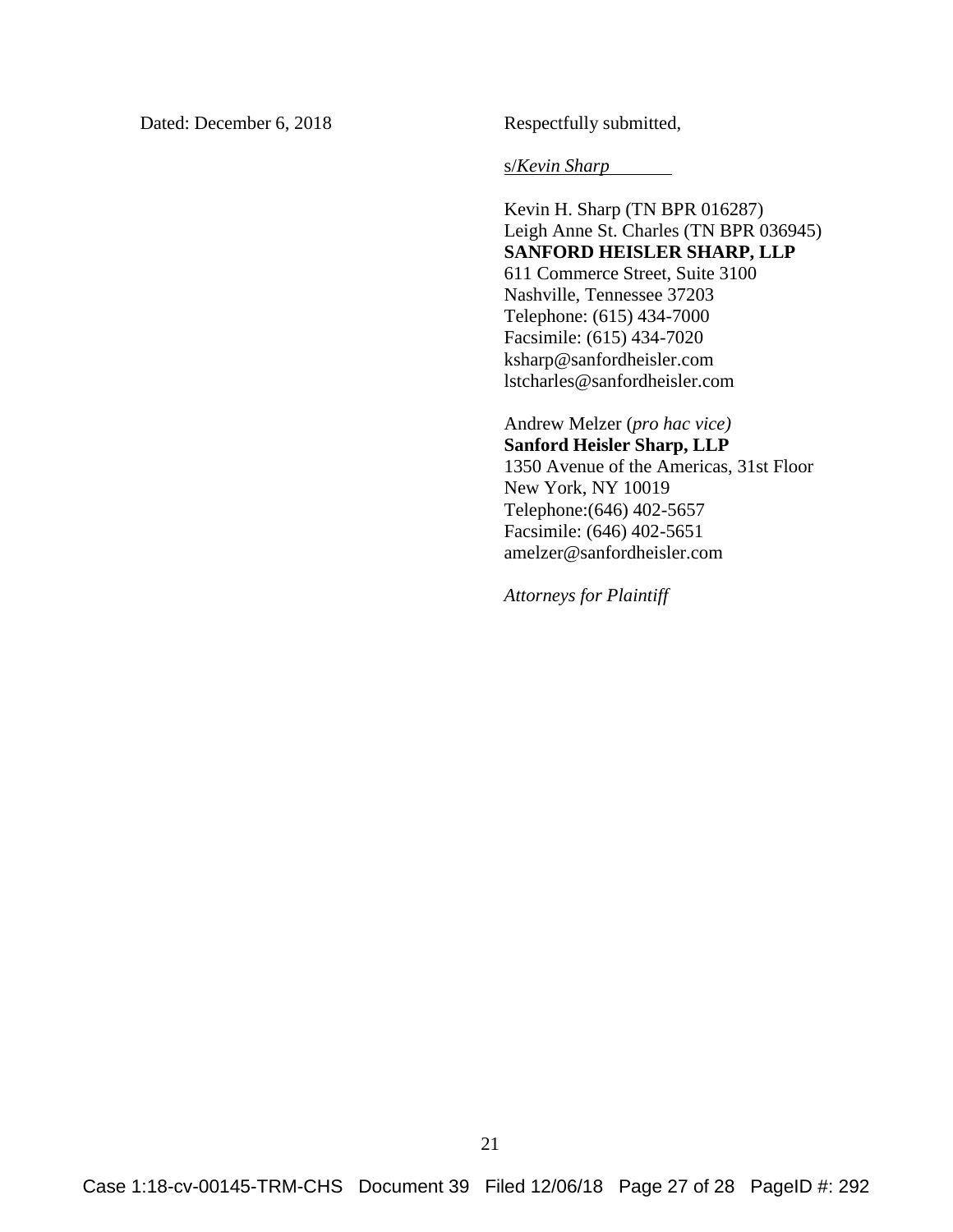Dated: December 6, 2018

Respectfully submitted,

s/*Kevin Sharp*

Kevin H. Sharp (TN BPR 016287)
Leigh Anne St. Charles (TN BPR 036945)
**SANFORD HEISLER SHARP, LLP**
611 Commerce Street, Suite 3100
Nashville, Tennessee 37203
Telephone: (615) 434-7000
Facsimile: (615) 434-7020
ksharp@sanfordheisler.com
lstcharles@sanfordheisler.com

Andrew Melzer (*pro hac vice)*
**Sanford Heisler Sharp, LLP**
1350 Avenue of the Americas, 31st Floor
New York, NY 10019
Telephone:(646) 402-5657
Facsimile: (646) 402-5651
amelzer@sanfordheisler.com

*Attorneys for Plaintiff*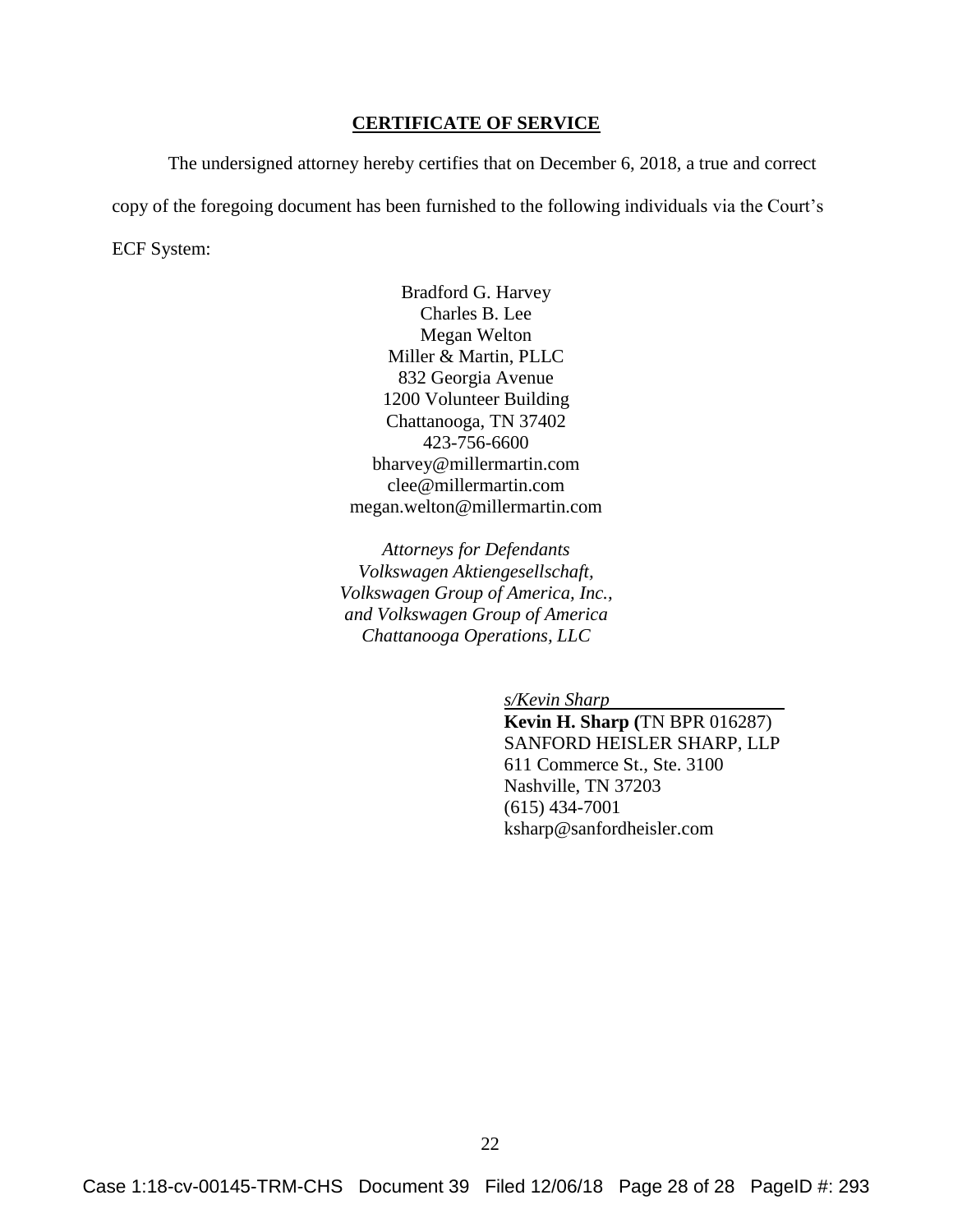**CERTIFICATE OF SERVICE**

The undersigned attorney hereby certifies that on December 6, 2018, a true and correct copy of the foregoing document has been furnished to the following individuals via the Court's ECF System:

Bradford G. Harvey
Charles B. Lee
Megan Welton
Miller & Martin, PLLC
832 Georgia Avenue
1200 Volunteer Building
Chattanooga, TN 37402
423-756-6600
bharvey@millermartin.com
clee@millermartin.com
megan.welton@millermartin.com

*Attorneys for Defendants Volkswagen Aktiengesellschaft, Volkswagen Group of America, Inc., and Volkswagen Group of America Chattanooga Operations, LLC*

*s/Kevin Sharp*
**Kevin H. Sharp (**TN BPR 016287)
SANFORD HEISLER SHARP, LLP
611 Commerce St., Ste. 3100
Nashville, TN 37203
(615) 434-7001
ksharp@sanfordheisler.com